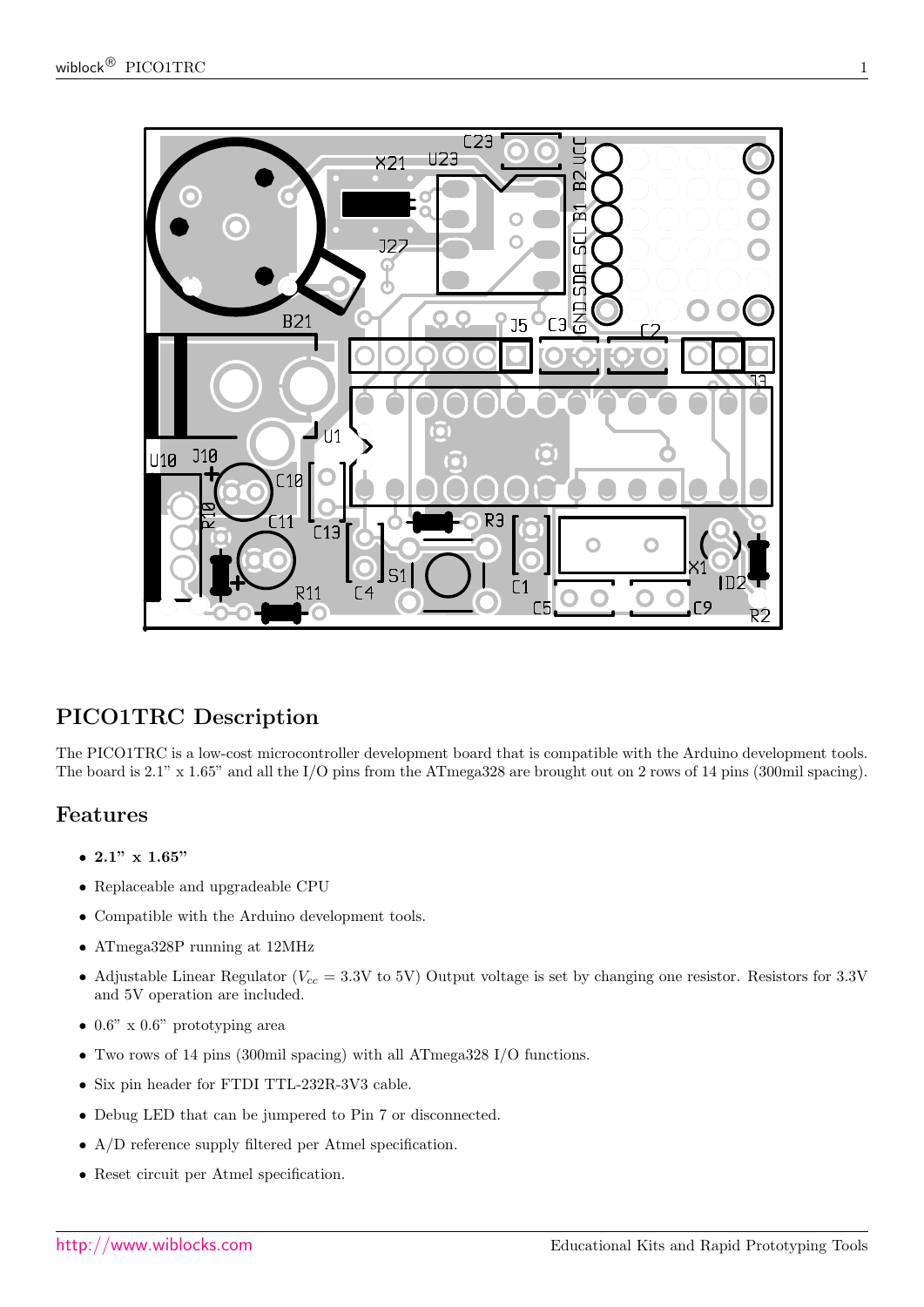## PICO1TRC Description

The PICO1TRC is a low-cost microcontroller development board that is compatible with the Arduino development tools. The board is 2.1" x 1.65" and all the I/O pins from the ATmega328 are brought out on 2 rows of 14 pins (300mil spacing).

## Features

- **2.1" x 1.65"**
- Replaceable and upgradeable CPU
- Compatible with the Arduino development tools.
- ATmega328P running at 12MHz
- Adjustable Linear Regulator ($V_{cc}$ = 3.3V to 5V) Output voltage is set by changing one resistor. Resistors for 3.3V and 5V operation are included.
- 0.6" x 0.6" prototyping area
- Two rows of 14 pins (300mil spacing) with all ATmega328 I/O functions.
- Six pin header for FTDI TTL-232R-3V3 cable.
- Debug LED that can be jumpered to Pin 7 or disconnected.
- A/D reference supply filtered per Atmel specification.
- Reset circuit per Atmel specification.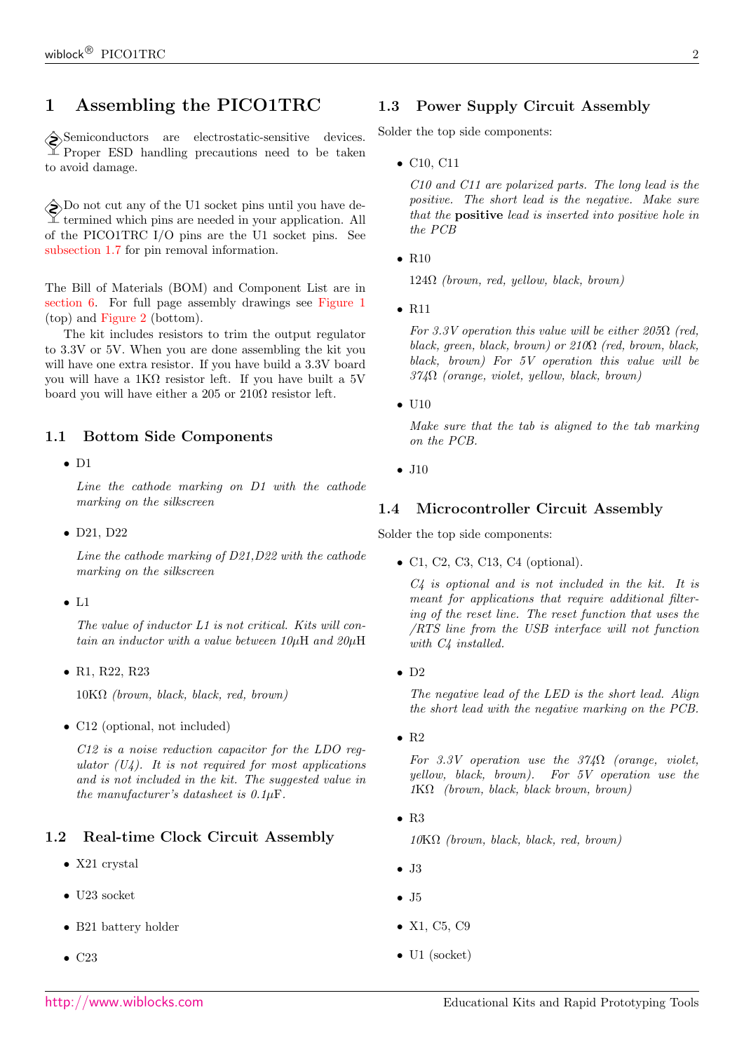# 1 Assembling the PICO1TRC

Semiconductors are electrostatic-sensitive devices. Proper ESD handling precautions need to be taken to avoid damage.

Do not cut any of the U1 socket pins until you have determined which pins are needed in your application. All of the PICO1TRC I/O pins are the U1 socket pins. See subsection 1.7 for pin removal information.

The Bill of Materials (BOM) and Component List are in section 6. For full page assembly drawings see Figure 1 (top) and Figure 2 (bottom).

The kit includes resistors to trim the output regulator to 3.3V or 5V. When you are done assembling the kit you will have one extra resistor. If you have build a 3.3V board you will have a 1KΩ resistor left. If you have built a 5V board you will have either a 205 or 210Ω resistor left.

## 1.1 Bottom Side Components

- D1

  *Line the cathode marking on D1 with the cathode marking on the silkscreen*

- D21, D22

  *Line the cathode marking of D21,D22 with the cathode marking on the silkscreen*

- L1

  *The value of inductor L1 is not critical. Kits will contain an inductor with a value between 10μH and 20μH*

- R1, R22, R23

  10KΩ *(brown, black, black, red, brown)*

- C12 (optional, not included)

  *C12 is a noise reduction capacitor for the LDO regulator (U4). It is not required for most applications and is not included in the kit. The suggested value in the manufacturer's datasheet is 0.1μF.*

## 1.2 Real-time Clock Circuit Assembly

- X21 crystal
- U23 socket
- B21 battery holder
- C23

## 1.3 Power Supply Circuit Assembly

Solder the top side components:

- C10, C11

  *C10 and C11 are polarized parts. The long lead is the positive. The short lead is the negative. Make sure that the* **positive** *lead is inserted into positive hole in the PCB*

- R10

  124Ω *(brown, red, yellow, black, brown)*

- R11

  *For 3.3V operation this value will be either 205Ω (red, black, green, black, brown) or 210Ω (red, brown, black, black, brown) For 5V operation this value will be 374Ω (orange, violet, yellow, black, brown)*

- U10

  *Make sure that the tab is aligned to the tab marking on the PCB.*

- J10

## 1.4 Microcontroller Circuit Assembly

Solder the top side components:

- C1, C2, C3, C13, C4 (optional).

  *C4 is optional and is not included in the kit. It is meant for applications that require additional filtering of the reset line. The reset function that uses the /RTS line from the USB interface will not function with C4 installed.*

- D2

  *The negative lead of the LED is the short lead. Align the short lead with the negative marking on the PCB.*

- R2

  *For 3.3V operation use the 374Ω (orange, violet, yellow, black, brown). For 5V operation use the 1KΩ (brown, black, black brown, brown)*

- R3

  *10KΩ (brown, black, black, red, brown)*

- J3
- J5
- X1, C5, C9
- U1 (socket)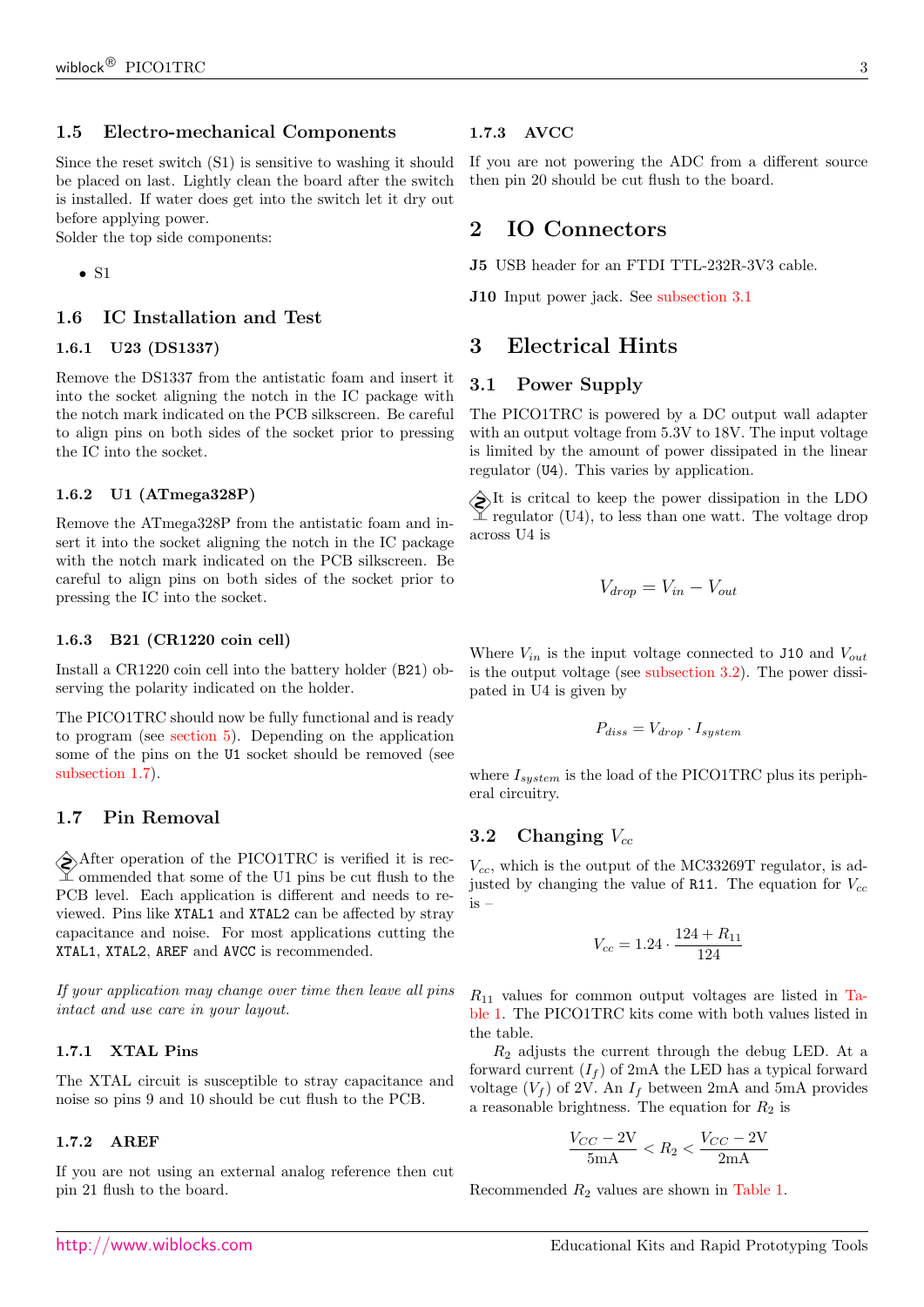## 1.5 Electro-mechanical Components

Since the reset switch (S1) is sensitive to washing it should be placed on last. Lightly clean the board after the switch is installed. If water does get into the switch let it dry out before applying power.
Solder the top side components:

- S1

## 1.6 IC Installation and Test

### 1.6.1 U23 (DS1337)

Remove the DS1337 from the antistatic foam and insert it into the socket aligning the notch in the IC package with the notch mark indicated on the PCB silkscreen. Be careful to align pins on both sides of the socket prior to pressing the IC into the socket.

### 1.6.2 U1 (ATmega328P)

Remove the ATmega328P from the antistatic foam and insert it into the socket aligning the notch in the IC package with the notch mark indicated on the PCB silkscreen. Be careful to align pins on both sides of the socket prior to pressing the IC into the socket.

### 1.6.3 B21 (CR1220 coin cell)

Install a CR1220 coin cell into the battery holder (`B21`) observing the polarity indicated on the holder.

The PICO1TRC should now be fully functional and is ready to program (see section 5). Depending on the application some of the pins on the `U1` socket should be removed (see subsection 1.7).

## 1.7 Pin Removal

After operation of the PICO1TRC is verified it is recommended that some of the U1 pins be cut flush to the PCB level. Each application is different and needs to reviewed. Pins like `XTAL1` and `XTAL2` can be affected by stray capacitance and noise. For most applications cutting the `XTAL1`, `XTAL2`, `AREF` and `AVCC` is recommended.

*If your application may change over time then leave all pins intact and use care in your layout.*

### 1.7.1 XTAL Pins

The XTAL circuit is susceptible to stray capacitance and noise so pins 9 and 10 should be cut flush to the PCB.

### 1.7.2 AREF

If you are not using an external analog reference then cut pin 21 flush to the board.

### 1.7.3 AVCC

If you are not powering the ADC from a different source then pin 20 should be cut flush to the board.

# 2 IO Connectors

**J5** USB header for an FTDI TTL-232R-3V3 cable.

**J10** Input power jack. See subsection 3.1

# 3 Electrical Hints

## 3.1 Power Supply

The PICO1TRC is powered by a DC output wall adapter with an output voltage from 5.3V to 18V. The input voltage is limited by the amount of power dissipated in the linear regulator (`U4`). This varies by application.

It is critcal to keep the power dissipation in the LDO regulator (U4), to less than one watt. The voltage drop across U4 is

$$V_{drop} = V_{in} - V_{out}$$

Where $V_{in}$ is the input voltage connected to `J10` and $V_{out}$ is the output voltage (see subsection 3.2). The power dissipated in U4 is given by

$$P_{diss} = V_{drop} \cdot I_{system}$$

where $I_{system}$ is the load of the PICO1TRC plus its peripheral circuitry.

## 3.2 Changing $V_{cc}$

$V_{cc}$, which is the output of the MC33269T regulator, is adjusted by changing the value of `R11`. The equation for $V_{cc}$ is –

$$V_{cc} = 1.24 \cdot \frac{124 + R_{11}}{124}$$

$R_{11}$ values for common output voltages are listed in Table 1. The PICO1TRC kits come with both values listed in the table.

$R_2$ adjusts the current through the debug LED. At a forward current ($I_f$) of 2mA the LED has a typical forward voltage ($V_f$) of 2V. An $I_f$ between 2mA and 5mA provides a reasonable brightness. The equation for $R_2$ is

$$\frac{V_{CC} - 2\text{V}}{5\text{mA}} < R_2 < \frac{V_{CC} - 2\text{V}}{2\text{mA}}$$

Recommended $R_2$ values are shown in Table 1.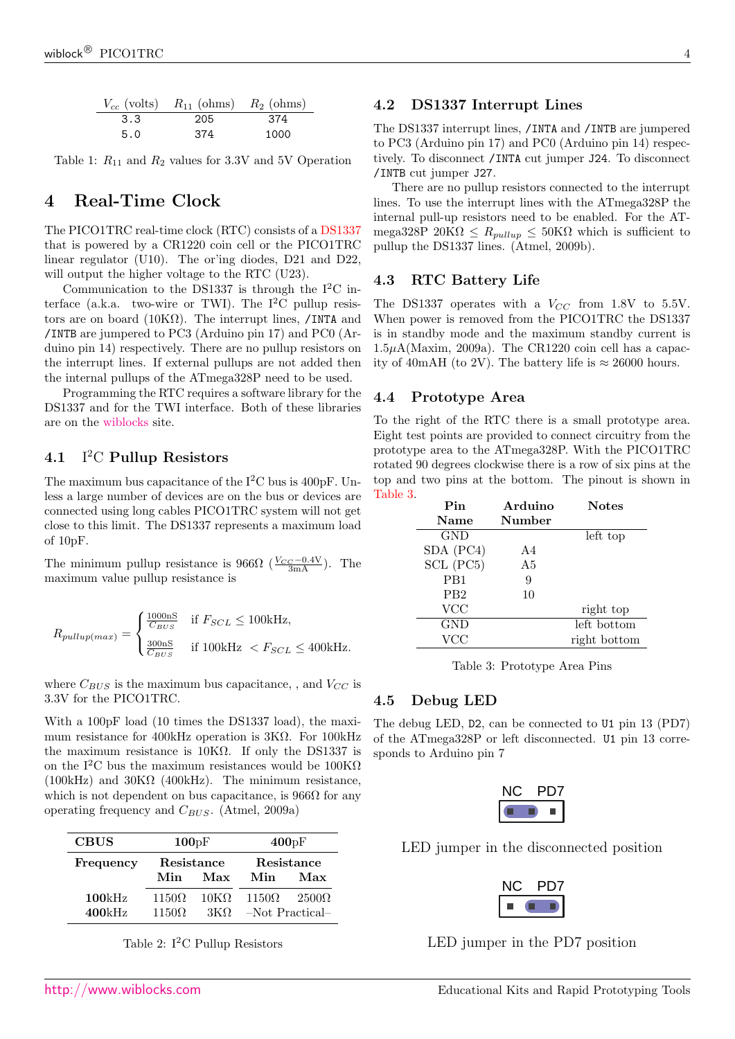| $V_{cc}$ (volts) | $R_{11}$ (ohms) | $R_2$ (ohms) |
|---|---|---|
| 3.3 | 205 | 374 |
| 5.0 | 374 | 1000 |

Table 1: $R_{11}$ and $R_2$ values for 3.3V and 5V Operation

# 4 Real-Time Clock

The PICO1TRC real-time clock (RTC) consists of a DS1337 that is powered by a CR1220 coin cell or the PICO1TRC linear regulator (U10). The or'ing diodes, D21 and D22, will output the higher voltage to the RTC (U23).

Communication to the DS1337 is through the I$^2$C interface (a.k.a. two-wire or TWI). The I$^2$C pullup resistors are on board (10KΩ). The interrupt lines, `/INTA` and `/INTB` are jumpered to PC3 (Arduino pin 17) and PC0 (Arduino pin 14) respectively. There are no pullup resistors on the interrupt lines. If external pullups are not added then the internal pullups of the ATmega328P need to be used.

Programming the RTC requires a software library for the DS1337 and for the TWI interface. Both of these libraries are on the wiblocks site.

## 4.1 I$^2$C Pullup Resistors

The maximum bus capacitance of the I$^2$C bus is 400pF. Unless a large number of devices are on the bus or devices are connected using long cables PICO1TRC system will not get close to this limit. The DS1337 represents a maximum load of 10pF.

The minimum pullup resistance is 966Ω ($\frac{V_{CC}-0.4\text{V}}{3\text{mA}}$). The maximum value pullup resistance is

$$R_{pullup(max)} = \begin{cases} \frac{1000\text{nS}}{C_{BUS}} & \text{if } F_{SCL} \leq 100\text{kHz}, \\ \frac{300\text{nS}}{C_{BUS}} & \text{if } 100\text{kHz} < F_{SCL} \leq 400\text{kHz}. \end{cases}$$

where $C_{BUS}$ is the maximum bus capacitance, , and $V_{CC}$ is 3.3V for the PICO1TRC.

With a 100pF load (10 times the DS1337 load), the maximum resistance for 400kHz operation is 3KΩ. For 100kHz the maximum resistance is 10KΩ. If only the DS1337 is on the I$^2$C bus the maximum resistances would be 100KΩ (100kHz) and 30KΩ (400kHz). The minimum resistance, which is not dependent on bus capacitance, is 966Ω for any operating frequency and $C_{BUS}$. (Atmel, 2009a)

| **CBUS** | **100**pF | | **400**pF | |
|---|---|---|---|---|
| **Frequency** | Resistance | | Resistance | |
| | Min | Max | Min | Max |
| **100**kHz | 1150Ω | 10KΩ | 1150Ω | 2500Ω |
| **400**kHz | 1150Ω | 3KΩ | –Not Practical– | |

Table 2: I$^2$C Pullup Resistors

## 4.2 DS1337 Interrupt Lines

The DS1337 interrupt lines, `/INTA` and `/INTB` are jumpered to PC3 (Arduino pin 17) and PC0 (Arduino pin 14) respectively. To disconnect `/INTA` cut jumper `J24`. To disconnect `/INTB` cut jumper `J27`.

There are no pullup resistors connected to the interrupt lines. To use the interrupt lines with the ATmega328P the internal pull-up resistors need to be enabled. For the ATmega328P 20KΩ $\leq R_{pullup} \leq$ 50KΩ which is sufficient to pullup the DS1337 lines. (Atmel, 2009b).

## 4.3 RTC Battery Life

The DS1337 operates with a $V_{CC}$ from 1.8V to 5.5V. When power is removed from the PICO1TRC the DS1337 is in standby mode and the maximum standby current is 1.5$\mu$A(Maxim, 2009a). The CR1220 coin cell has a capacity of 40mAH (to 2V). The battery life is ≈ 26000 hours.

## 4.4 Prototype Area

To the right of the RTC there is a small prototype area. Eight test points are provided to connect circuitry from the prototype area to the ATmega328P. With the PICO1TRC rotated 90 degrees clockwise there is a row of six pins at the top and two pins at the bottom. The pinout is shown in Table 3.

| Pin Name | Arduino Number | Notes |
|---|---|---|
| GND | | left top |
| SDA (PC4) | A4 | |
| SCL (PC5) | A5 | |
| PB1 | 9 | |
| PB2 | 10 | |
| VCC | | right top |
| GND | | left bottom |
| VCC | | right bottom |

Table 3: Prototype Area Pins

## 4.5 Debug LED

The debug LED, `D2`, can be connected to `U1` pin 13 (PD7) of the ATmega328P or left disconnected. `U1` pin 13 corresponds to Arduino pin 7

NC PD7

LED jumper in the disconnected position

NC PD7

LED jumper in the PD7 position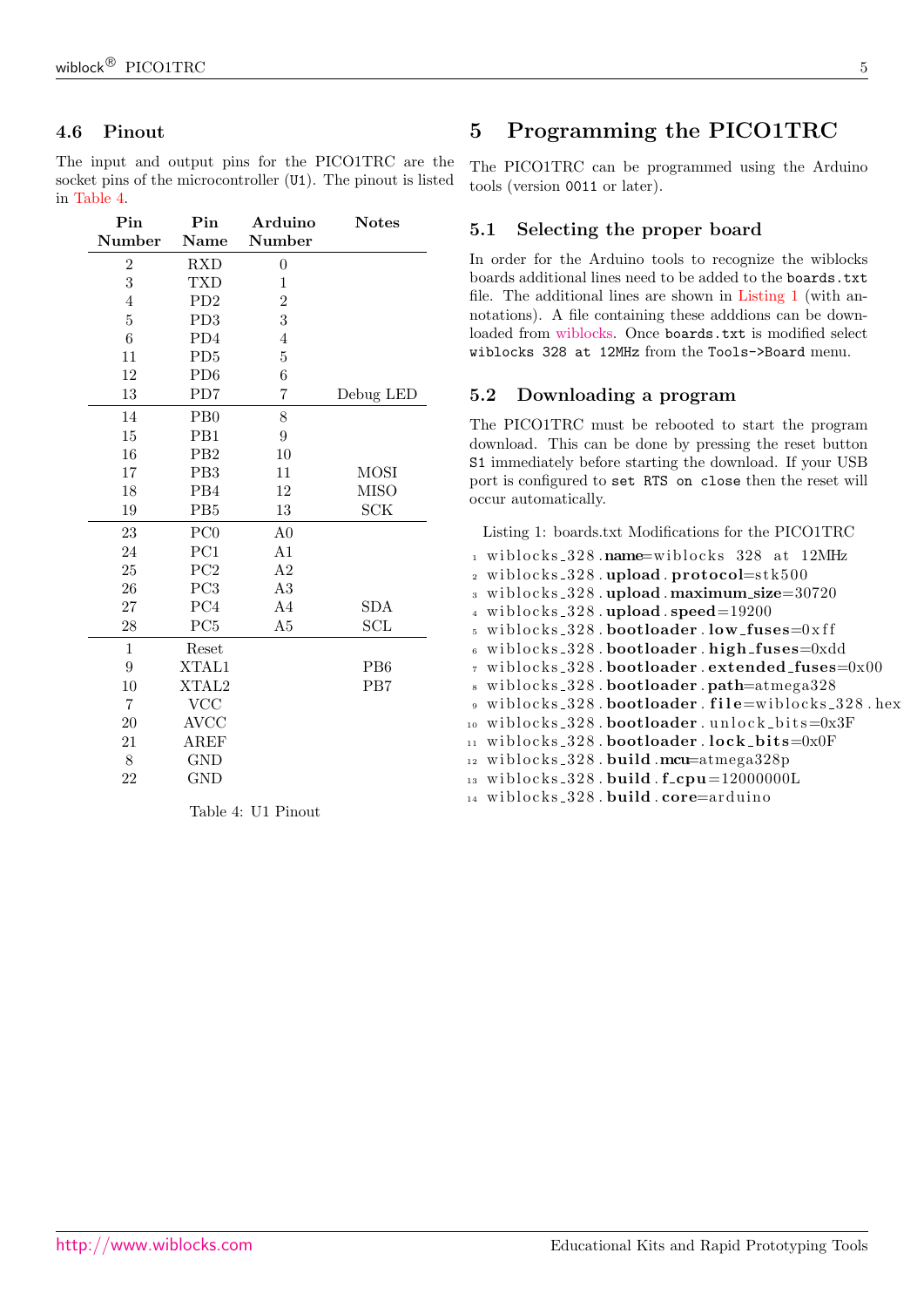### 4.6 Pinout

The input and output pins for the PICO1TRC are the socket pins of the microcontroller (U1). The pinout is listed in Table 4.

| Pin Number | Pin Name | Arduino Number | Notes |
|---|---|---|---|
| 2 | RXD | 0 | |
| 3 | TXD | 1 | |
| 4 | PD2 | 2 | |
| 5 | PD3 | 3 | |
| 6 | PD4 | 4 | |
| 11 | PD5 | 5 | |
| 12 | PD6 | 6 | |
| 13 | PD7 | 7 | Debug LED |
| 14 | PB0 | 8 | |
| 15 | PB1 | 9 | |
| 16 | PB2 | 10 | |
| 17 | PB3 | 11 | MOSI |
| 18 | PB4 | 12 | MISO |
| 19 | PB5 | 13 | SCK |
| 23 | PC0 | A0 | |
| 24 | PC1 | A1 | |
| 25 | PC2 | A2 | |
| 26 | PC3 | A3 | |
| 27 | PC4 | A4 | SDA |
| 28 | PC5 | A5 | SCL |
| 1 | Reset | | |
| 9 | XTAL1 | | PB6 |
| 10 | XTAL2 | | PB7 |
| 7 | VCC | | |
| 20 | AVCC | | |
| 21 | AREF | | |
| 8 | GND | | |
| 22 | GND | | |

Table 4: U1 Pinout

## 5 Programming the PICO1TRC

The PICO1TRC can be programmed using the Arduino tools (version 0011 or later).

### 5.1 Selecting the proper board

In order for the Arduino tools to recognize the wiblocks boards additional lines need to be added to the `boards.txt` file. The additional lines are shown in Listing 1 (with annotations). A file containing these adddions can be downloaded from wiblocks. Once `boards.txt` is modified select `wiblocks 328 at 12MHz` from the `Tools->Board` menu.

### 5.2 Downloading a program

The PICO1TRC must be rebooted to start the program download. This can be done by pressing the reset button `S1` immediately before starting the download. If your USB port is configured to `set RTS on close` then the reset will occur automatically.

Listing 1: boards.txt Modifications for the PICO1TRC

```
wiblocks_328.name=wiblocks 328 at 12MHz
wiblocks_328.upload.protocol=stk500
wiblocks_328.upload.maximum_size=30720
wiblocks_328.upload.speed=19200
wiblocks_328.bootloader.low_fuses=0xff
wiblocks_328.bootloader.high_fuses=0xdd
wiblocks_328.bootloader.extended_fuses=0x00
wiblocks_328.bootloader.path=atmega328
wiblocks_328.bootloader.file=wiblocks_328.hex
wiblocks_328.bootloader.unlock_bits=0x3F
wiblocks_328.bootloader.lock_bits=0x0F
wiblocks_328.build.mcu=atmega328p
wiblocks_328.build.f_cpu=12000000L
wiblocks_328.build.core=arduino
```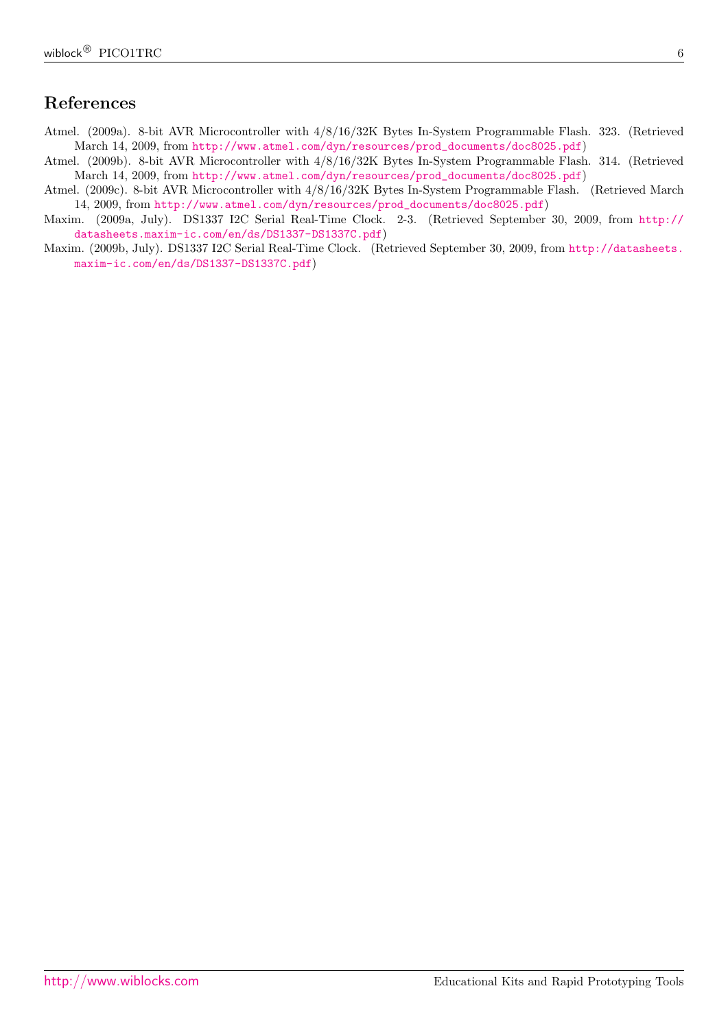## References

Atmel. (2009a). 8-bit AVR Microcontroller with 4/8/16/32K Bytes In-System Programmable Flash. 323. (Retrieved March 14, 2009, from http://www.atmel.com/dyn/resources/prod_documents/doc8025.pdf)

Atmel. (2009b). 8-bit AVR Microcontroller with 4/8/16/32K Bytes In-System Programmable Flash. 314. (Retrieved March 14, 2009, from http://www.atmel.com/dyn/resources/prod_documents/doc8025.pdf)

Atmel. (2009c). 8-bit AVR Microcontroller with 4/8/16/32K Bytes In-System Programmable Flash. (Retrieved March 14, 2009, from http://www.atmel.com/dyn/resources/prod_documents/doc8025.pdf)

Maxim. (2009a, July). DS1337 I2C Serial Real-Time Clock. 2-3. (Retrieved September 30, 2009, from http://datasheets.maxim-ic.com/en/ds/DS1337-DS1337C.pdf)

Maxim. (2009b, July). DS1337 I2C Serial Real-Time Clock. (Retrieved September 30, 2009, from http://datasheets.maxim-ic.com/en/ds/DS1337-DS1337C.pdf)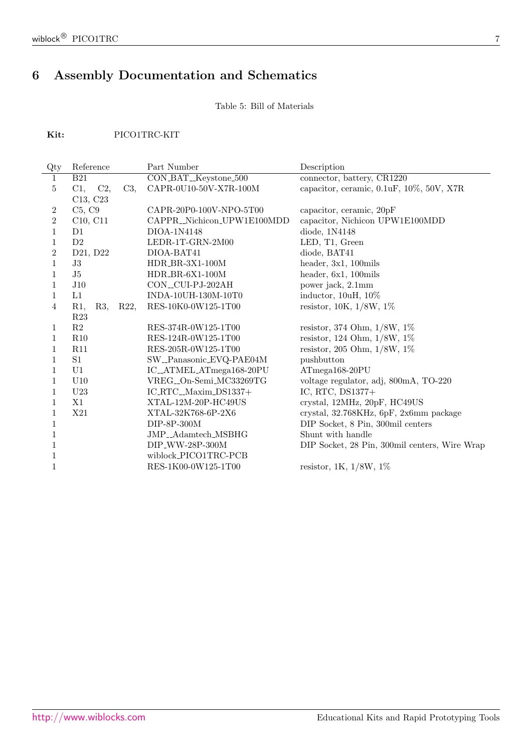# 6 Assembly Documentation and Schematics

Table 5: Bill of Materials

**Kit:** PICO1TRC-KIT

| Qty | Reference | Part Number | Description |
|---|---|---|---|
| 1 | B21 | CON_BAT__Keystone_500 | connector, battery, CR1220 |
| 5 | C1, C2, C3, C13, C23 | CAPR-0U10-50V-X7R-100M | capacitor, ceramic, 0.1uF, 10%, 50V, X7R |
| 2 | C5, C9 | CAPR-20P0-100V-NPO-5T00 | capacitor, ceramic, 20pF |
| 2 | C10, C11 | CAPPR__Nichicon_UPW1E100MDD | capacitor, Nichicon UPW1E100MDD |
| 1 | D1 | DIOA-1N4148 | diode, 1N4148 |
| 1 | D2 | LEDR-1T-GRN-2M00 | LED, T1, Green |
| 2 | D21, D22 | DIOA-BAT41 | diode, BAT41 |
| 1 | J3 | HDR_BR-3X1-100M | header, 3x1, 100mils |
| 1 | J5 | HDR_BR-6X1-100M | header, 6x1, 100mils |
| 1 | J10 | CON__CUI-PJ-202AH | power jack, 2.1mm |
| 1 | L1 | INDA-10UH-130M-10T0 | inductor, 10uH, 10% |
| 4 | R1, R3, R22, R23 | RES-10K0-0W125-1T00 | resistor, 10K, 1/8W, 1% |
| 1 | R2 | RES-374R-0W125-1T00 | resistor, 374 Ohm, 1/8W, 1% |
| 1 | R10 | RES-124R-0W125-1T00 | resistor, 124 Ohm, 1/8W, 1% |
| 1 | R11 | RES-205R-0W125-1T00 | resistor, 205 Ohm, 1/8W, 1% |
| 1 | S1 | SW__Panasonic_EVQ-PAE04M | pushbutton |
| 1 | U1 | IC__ATMEL_ATmega168-20PU | ATmega168-20PU |
| 1 | U10 | VREG__On-Semi_MC33269TG | voltage regulator, adj, 800mA, TO-220 |
| 1 | U23 | IC_RTC__Maxim_DS1337+ | IC, RTC, DS1377+ |
| 1 | X1 | XTAL-12M-20P-HC49US | crystal, 12MHz, 20pF, HC49US |
| 1 | X21 | XTAL-32K768-6P-2X6 | crystal, 32.768KHz, 6pF, 2x6mm package |
| 1 | | DIP-8P-300M | DIP Socket, 8 Pin, 300mil centers |
| 1 | | JMP__Adamtech_MSBHG | Shunt with handle |
| 1 | | DIP_WW-28P-300M | DIP Socket, 28 Pin, 300mil centers, Wire Wrap |
| 1 | | wiblock_PICO1TRC-PCB | |
| 1 | | RES-1K00-0W125-1T00 | resistor, 1K, 1/8W, 1% |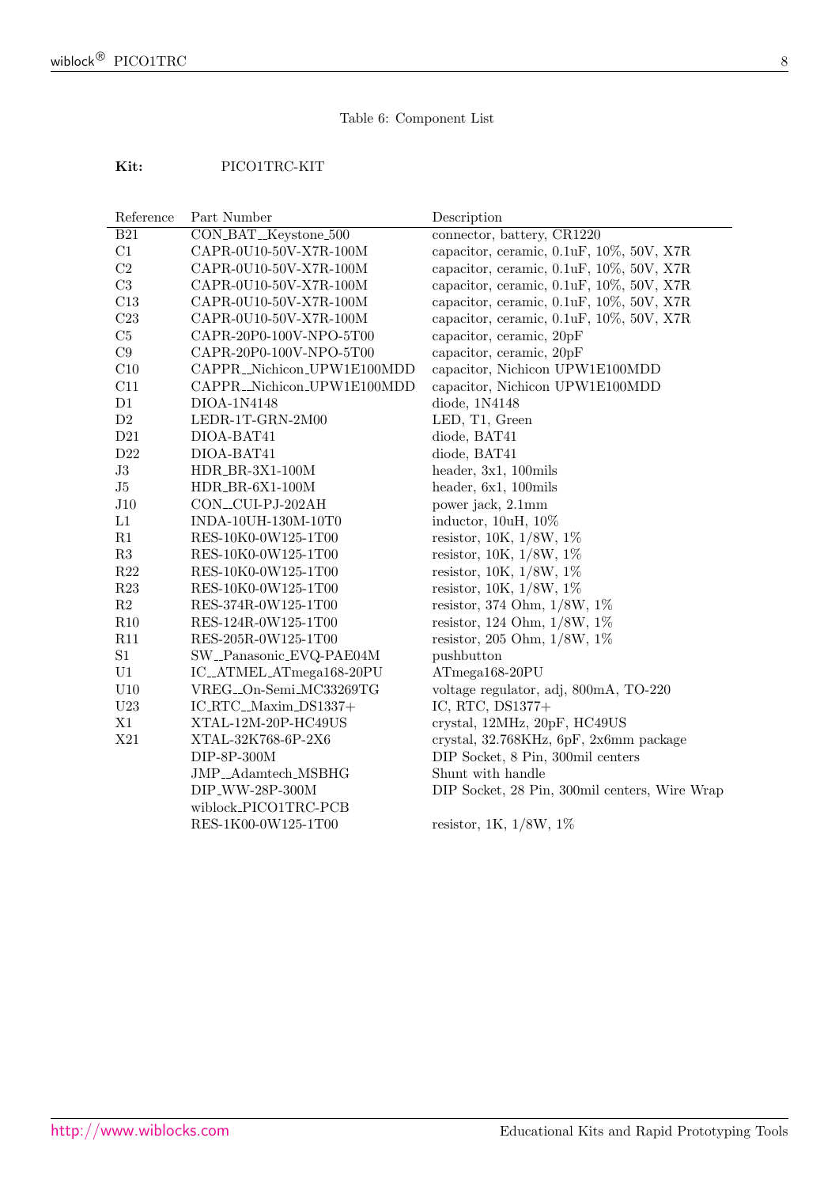Table 6: Component List

**Kit:** PICO1TRC-KIT

| Reference | Part Number | Description |
| --- | --- | --- |
| B21 | CON_BAT__Keystone_500 | connector, battery, CR1220 |
| C1 | CAPR-0U10-50V-X7R-100M | capacitor, ceramic, 0.1uF, 10%, 50V, X7R |
| C2 | CAPR-0U10-50V-X7R-100M | capacitor, ceramic, 0.1uF, 10%, 50V, X7R |
| C3 | CAPR-0U10-50V-X7R-100M | capacitor, ceramic, 0.1uF, 10%, 50V, X7R |
| C13 | CAPR-0U10-50V-X7R-100M | capacitor, ceramic, 0.1uF, 10%, 50V, X7R |
| C23 | CAPR-0U10-50V-X7R-100M | capacitor, ceramic, 0.1uF, 10%, 50V, X7R |
| C5 | CAPR-20P0-100V-NPO-5T00 | capacitor, ceramic, 20pF |
| C9 | CAPR-20P0-100V-NPO-5T00 | capacitor, ceramic, 20pF |
| C10 | CAPPR__Nichicon_UPW1E100MDD | capacitor, Nichicon UPW1E100MDD |
| C11 | CAPPR__Nichicon_UPW1E100MDD | capacitor, Nichicon UPW1E100MDD |
| D1 | DIOA-1N4148 | diode, 1N4148 |
| D2 | LEDR-1T-GRN-2M00 | LED, T1, Green |
| D21 | DIOA-BAT41 | diode, BAT41 |
| D22 | DIOA-BAT41 | diode, BAT41 |
| J3 | HDR_BR-3X1-100M | header, 3x1, 100mils |
| J5 | HDR_BR-6X1-100M | header, 6x1, 100mils |
| J10 | CON__CUI-PJ-202AH | power jack, 2.1mm |
| L1 | INDA-10UH-130M-10T0 | inductor, 10uH, 10% |
| R1 | RES-10K0-0W125-1T00 | resistor, 10K, 1/8W, 1% |
| R3 | RES-10K0-0W125-1T00 | resistor, 10K, 1/8W, 1% |
| R22 | RES-10K0-0W125-1T00 | resistor, 10K, 1/8W, 1% |
| R23 | RES-10K0-0W125-1T00 | resistor, 10K, 1/8W, 1% |
| R2 | RES-374R-0W125-1T00 | resistor, 374 Ohm, 1/8W, 1% |
| R10 | RES-124R-0W125-1T00 | resistor, 124 Ohm, 1/8W, 1% |
| R11 | RES-205R-0W125-1T00 | resistor, 205 Ohm, 1/8W, 1% |
| S1 | SW__Panasonic_EVQ-PAE04M | pushbutton |
| U1 | IC__ATMEL_ATmega168-20PU | ATmega168-20PU |
| U10 | VREG__On-Semi_MC33269TG | voltage regulator, adj, 800mA, TO-220 |
| U23 | IC_RTC__Maxim_DS1337+ | IC, RTC, DS1377+ |
| X1 | XTAL-12M-20P-HC49US | crystal, 12MHz, 20pF, HC49US |
| X21 | XTAL-32K768-6P-2X6 | crystal, 32.768KHz, 6pF, 2x6mm package |
| | DIP-8P-300M | DIP Socket, 8 Pin, 300mil centers |
| | JMP__Adamtech_MSBHG | Shunt with handle |
| | DIP_WW-28P-300M | DIP Socket, 28 Pin, 300mil centers, Wire Wrap |
| | wiblock_PICO1TRC-PCB | |
| | RES-1K00-0W125-1T00 | resistor, 1K, 1/8W, 1% |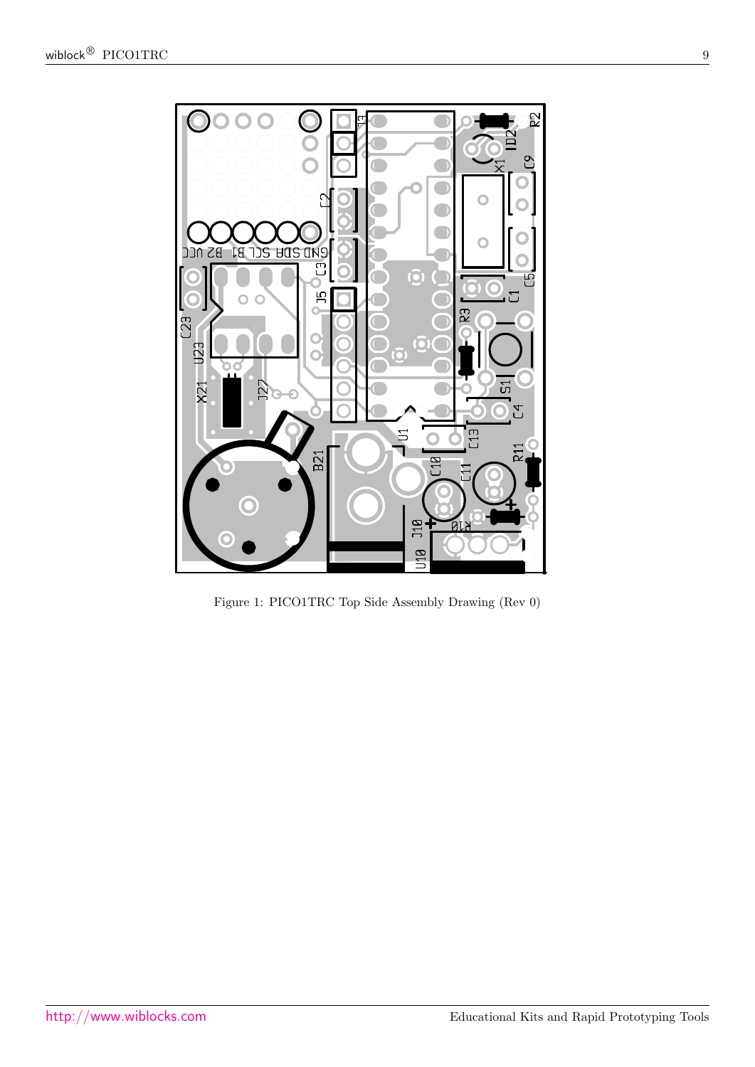Figure 1: PICO1TRC Top Side Assembly Drawing (Rev 0)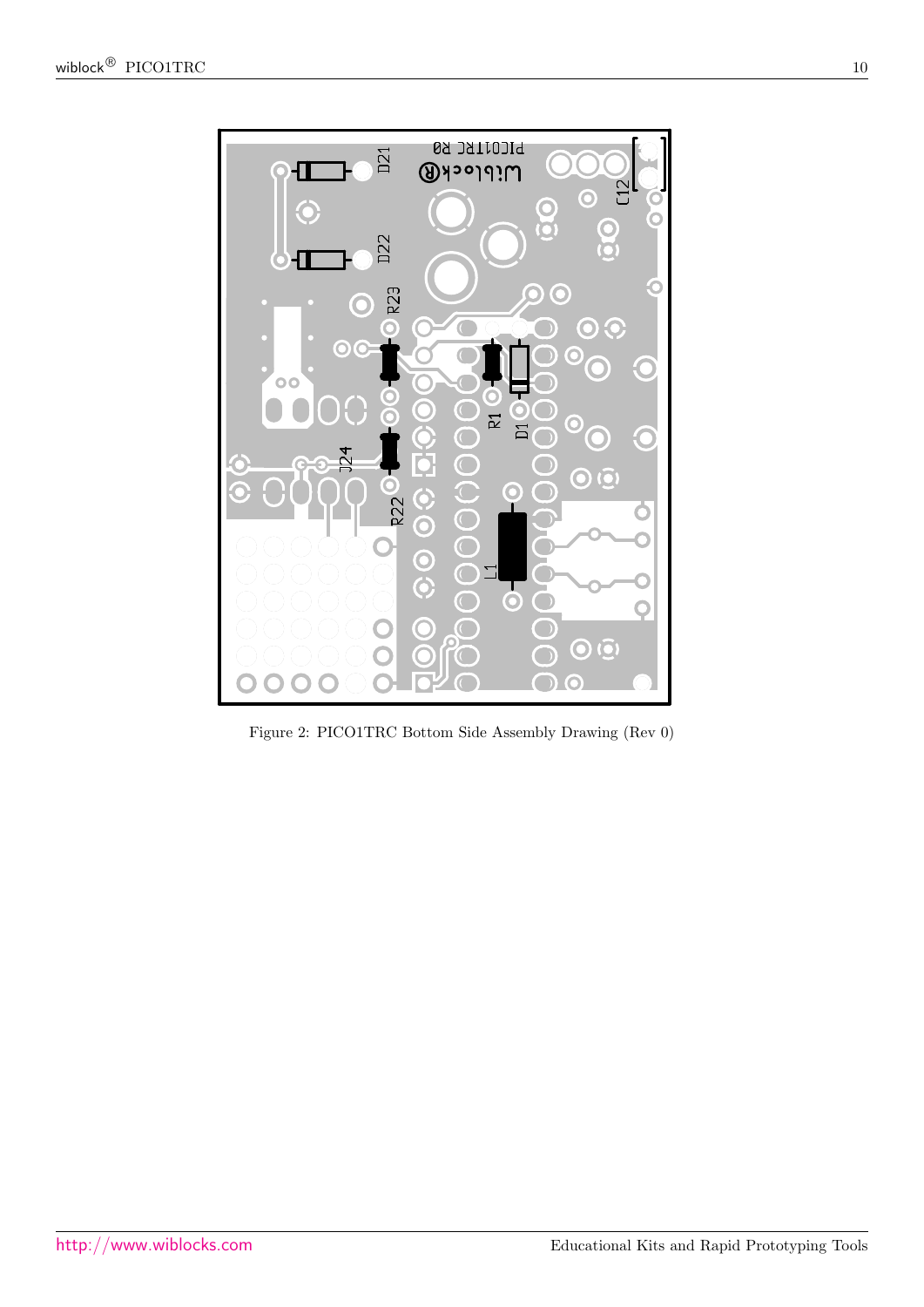Figure 2: PICO1TRC Bottom Side Assembly Drawing (Rev 0)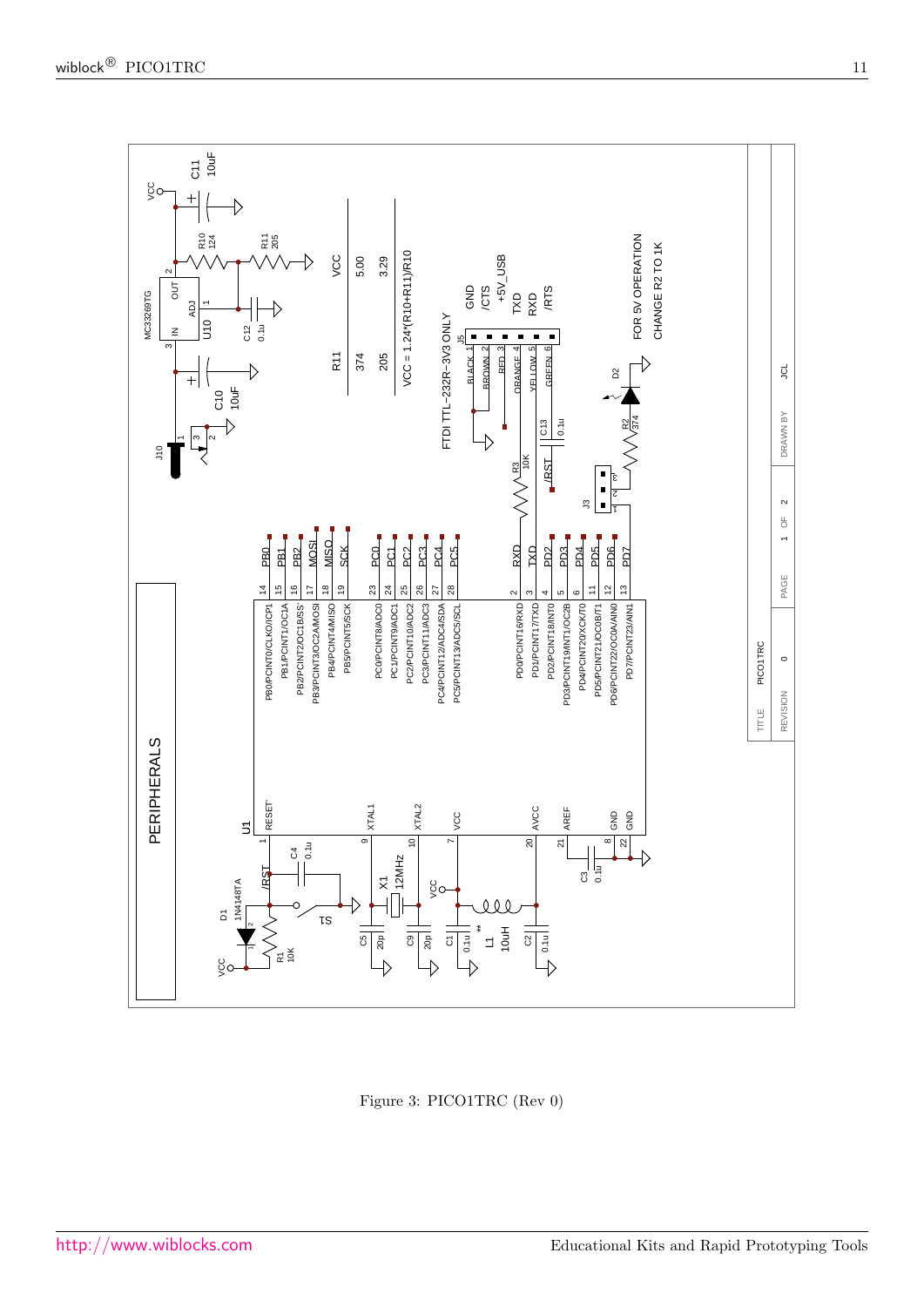Figure 3: PICO1TRC (Rev 0)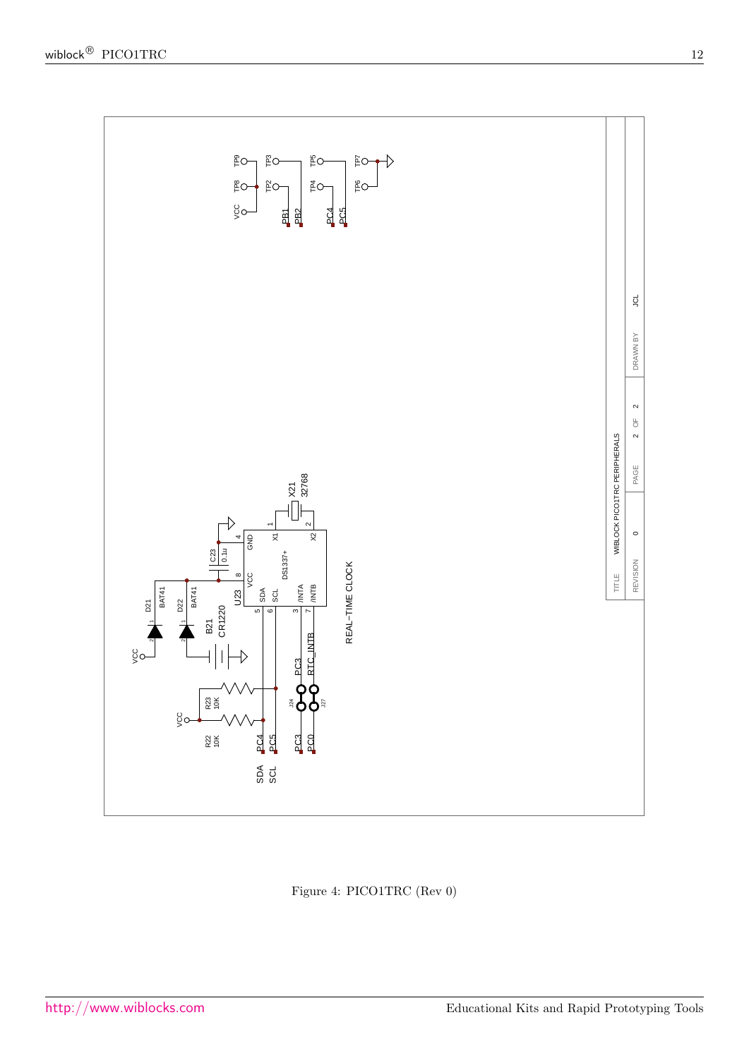Figure 4: PICO1TRC (Rev 0)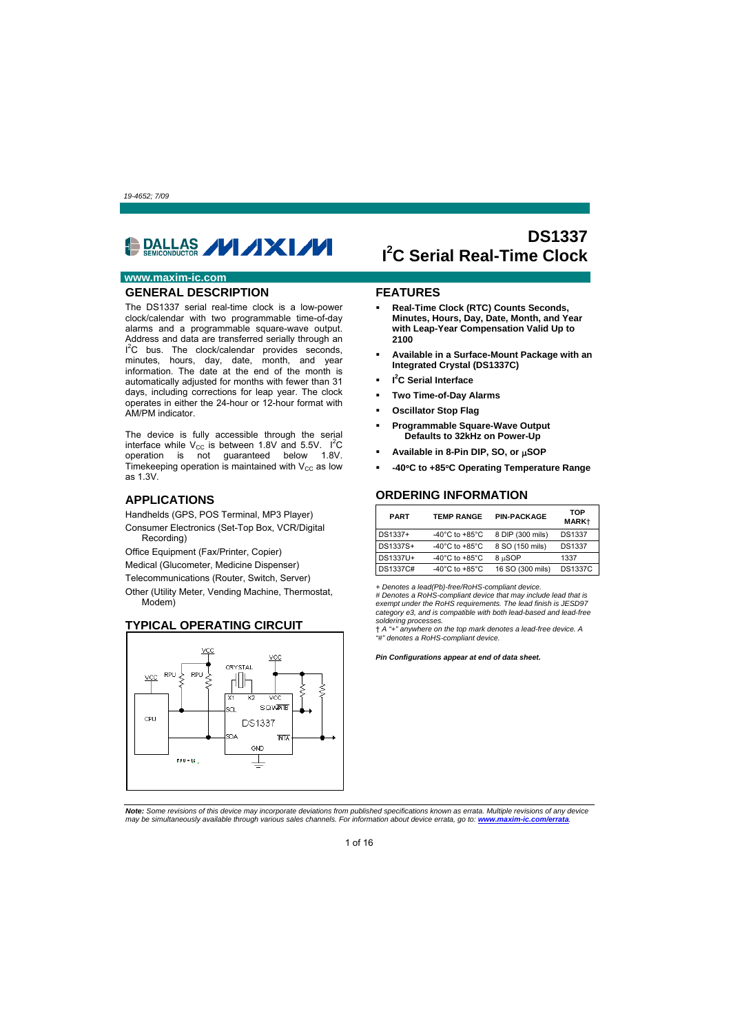19-4652; 7/09

# DS1337
# I²C Serial Real-Time Clock

www.maxim-ic.com

## GENERAL DESCRIPTION

The DS1337 serial real-time clock is a low-power clock/calendar with two programmable time-of-day alarms and a programmable square-wave output. Address and data are transferred serially through an I²C bus. The clock/calendar provides seconds, minutes, hours, day, date, month, and year information. The date at the end of the month is automatically adjusted for months with fewer than 31 days, including corrections for leap year. The clock operates in either the 24-hour or 12-hour format with AM/PM indicator.

The device is fully accessible through the serial interface while $V_{CC}$ is between 1.8V and 5.5V. I²C operation is not guaranteed below 1.8V. Timekeeping operation is maintained with $V_{CC}$ as low as 1.3V.

## APPLICATIONS

Handhelds (GPS, POS Terminal, MP3 Player)

Consumer Electronics (Set-Top Box, VCR/Digital Recording)

Office Equipment (Fax/Printer, Copier)

Medical (Glucometer, Medicine Dispenser)

Telecommunications (Router, Switch, Server)

Other (Utility Meter, Vending Machine, Thermostat, Modem)

## TYPICAL OPERATING CIRCUIT

## FEATURES

- **Real-Time Clock (RTC) Counts Seconds, Minutes, Hours, Day, Date, Month, and Year with Leap-Year Compensation Valid Up to 2100**
- **Available in a Surface-Mount Package with an Integrated Crystal (DS1337C)**
- **I²C Serial Interface**
- **Two Time-of-Day Alarms**
- **Oscillator Stop Flag**
- **Programmable Square-Wave Output Defaults to 32kHz on Power-Up**
- **Available in 8-Pin DIP, SO, or μSOP**
- **-40°C to +85°C Operating Temperature Range**

## ORDERING INFORMATION

| PART | TEMP RANGE | PIN-PACKAGE | TOP MARK† |
|---|---|---|---|
| DS1337+ | -40°C to +85°C | 8 DIP (300 mils) | DS1337 |
| DS1337S+ | -40°C to +85°C | 8 SO (150 mils) | DS1337 |
| DS1337U+ | -40°C to +85°C | 8 μSOP | 1337 |
| DS1337C# | -40°C to +85°C | 16 SO (300 mils) | DS1337C |

*+ Denotes a lead(Pb)-free/RoHS-compliant device.*
*# Denotes a RoHS-compliant device that may include lead that is exempt under the RoHS requirements. The lead finish is JESD97 category e3, and is compatible with both lead-based and lead-free soldering processes.*
*† A "+" anywhere on the top mark denotes a lead-free device. A "#" denotes a RoHS-compliant device.*

***Pin Configurations appear at end of data sheet.***

***Note:** Some revisions of this device may incorporate deviations from published specifications known as errata. Multiple revisions of any device may be simultaneously available through various sales channels. For information about device errata, go to: **www.maxim-ic.com/errata**.*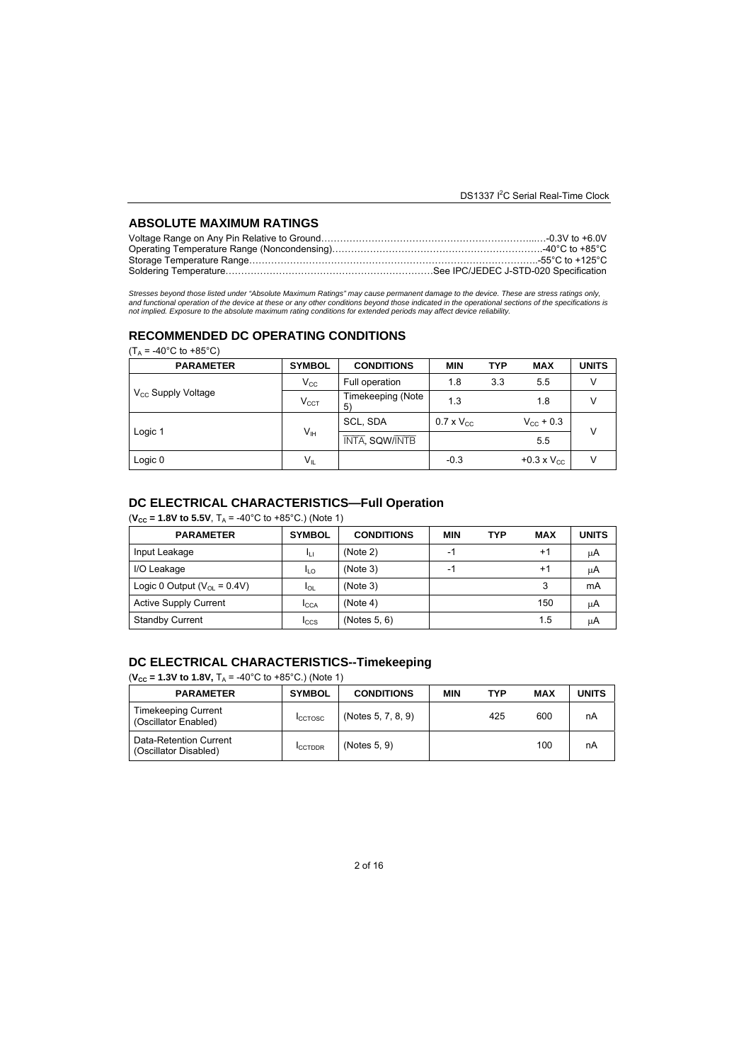## ABSOLUTE MAXIMUM RATINGS

Voltage Range on Any Pin Relative to Ground……………………………………………………….….-0.3V to +6.0V
Operating Temperature Range (Noncondensing)………………………………………………………….-40°C to +85°C
Storage Temperature Range……………………………………………………………………………….-55°C to +125°C
Soldering Temperature…………………………………………………………See IPC/JEDEC J-STD-020 Specification

*Stresses beyond those listed under "Absolute Maximum Ratings" may cause permanent damage to the device. These are stress ratings only, and functional operation of the device at these or any other conditions beyond those indicated in the operational sections of the specifications is not implied. Exposure to the absolute maximum rating conditions for extended periods may affect device reliability.*

## RECOMMENDED DC OPERATING CONDITIONS

($T_A$ = -40°C to +85°C)

| PARAMETER | SYMBOL | CONDITIONS | MIN | TYP | MAX | UNITS |
|---|---|---|---|---|---|---|
| $V_{CC}$ Supply Voltage | $V_{CC}$ | Full operation | 1.8 | 3.3 | 5.5 | V |
| | $V_{CCT}$ | Timekeeping (Note 5) | 1.3 | | 1.8 | V |
| Logic 1 | $V_{IH}$ | SCL, SDA | 0.7 x $V_{CC}$ | | $V_{CC}$ + 0.3 | V |
| | | $\overline{\text{INTA}}$, SQW/$\overline{\text{INTB}}$ | | | 5.5 | |
| Logic 0 | $V_{IL}$ | | -0.3 | | +0.3 x $V_{CC}$ | V |

## DC ELECTRICAL CHARACTERISTICS—Full Operation

(**$V_{CC}$ = 1.8V to 5.5V**, $T_A$ = -40°C to +85°C.) (Note 1)

| PARAMETER | SYMBOL | CONDITIONS | MIN | TYP | MAX | UNITS |
|---|---|---|---|---|---|---|
| Input Leakage | $I_{LI}$ | (Note 2) | -1 | | +1 | µA |
| I/O Leakage | $I_{LO}$ | (Note 3) | -1 | | +1 | µA |
| Logic 0 Output ($V_{OL}$ = 0.4V) | $I_{OL}$ | (Note 3) | | | 3 | mA |
| Active Supply Current | $I_{CCA}$ | (Note 4) | | | 150 | µA |
| Standby Current | $I_{CCS}$ | (Notes 5, 6) | | | 1.5 | µA |

## DC ELECTRICAL CHARACTERISTICS--Timekeeping

(**$V_{CC}$ = 1.3V to 1.8V,** $T_A$ = -40°C to +85°C.) (Note 1)

| PARAMETER | SYMBOL | CONDITIONS | MIN | TYP | MAX | UNITS |
|---|---|---|---|---|---|---|
| Timekeeping Current (Oscillator Enabled) | $I_{CCTOSC}$ | (Notes 5, 7, 8, 9) | | 425 | 600 | nA |
| Data-Retention Current (Oscillator Disabled) | $I_{CCTDDR}$ | (Notes 5, 9) | | | 100 | nA |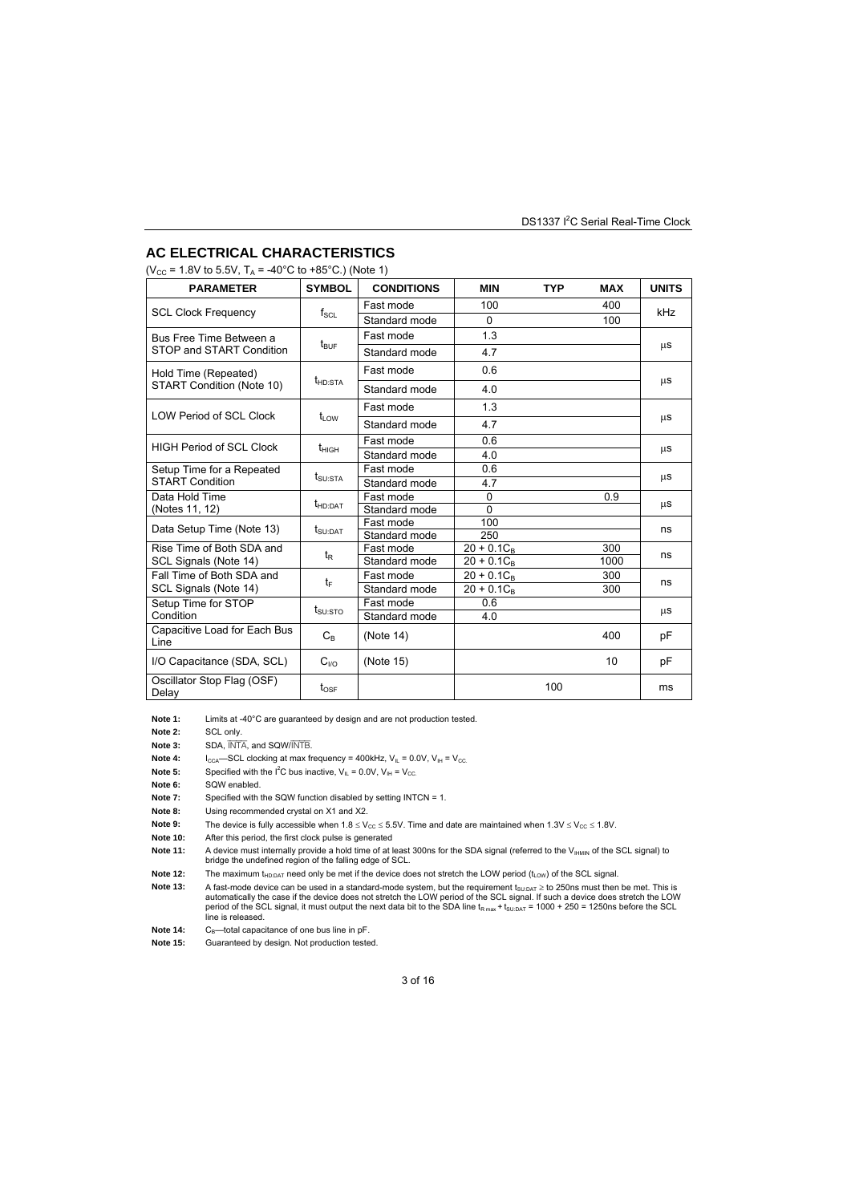## AC ELECTRICAL CHARACTERISTICS

($V_{CC}$ = 1.8V to 5.5V, $T_A$ = -40°C to +85°C.) (Note 1)

| PARAMETER | SYMBOL | CONDITIONS | MIN | TYP | MAX | UNITS |
|---|---|---|---|---|---|---|
| SCL Clock Frequency | $f_{SCL}$ | Fast mode | 100 | | 400 | kHz |
| | | Standard mode | 0 | | 100 | |
| Bus Free Time Between a STOP and START Condition | $t_{BUF}$ | Fast mode | 1.3 | | | µs |
| | | Standard mode | 4.7 | | | |
| Hold Time (Repeated) START Condition (Note 10) | $t_{HD:STA}$ | Fast mode | 0.6 | | | µs |
| | | Standard mode | 4.0 | | | |
| LOW Period of SCL Clock | $t_{LOW}$ | Fast mode | 1.3 | | | µs |
| | | Standard mode | 4.7 | | | |
| HIGH Period of SCL Clock | $t_{HIGH}$ | Fast mode | 0.6 | | | µs |
| | | Standard mode | 4.0 | | | |
| Setup Time for a Repeated START Condition | $t_{SU:STA}$ | Fast mode | 0.6 | | | µs |
| | | Standard mode | 4.7 | | | |
| Data Hold Time (Notes 11, 12) | $t_{HD:DAT}$ | Fast mode | 0 | | 0.9 | µs |
| | | Standard mode | 0 | | | |
| Data Setup Time (Note 13) | $t_{SU:DAT}$ | Fast mode | 100 | | | ns |
| | | Standard mode | 250 | | | |
| Rise Time of Both SDA and SCL Signals (Note 14) | $t_R$ | Fast mode | $20 + 0.1C_B$ | | 300 | ns |
| | | Standard mode | $20 + 0.1C_B$ | | 1000 | |
| Fall Time of Both SDA and SCL Signals (Note 14) | $t_F$ | Fast mode | $20 + 0.1C_B$ | | 300 | ns |
| | | Standard mode | $20 + 0.1C_B$ | | 300 | |
| Setup Time for STOP Condition | $t_{SU:STO}$ | Fast mode | 0.6 | | | µs |
| | | Standard mode | 4.0 | | | |
| Capacitive Load for Each Bus Line | $C_B$ | (Note 14) | | | 400 | pF |
| I/O Capacitance (SDA, SCL) | $C_{I/O}$ | (Note 15) | | | 10 | pF |
| Oscillator Stop Flag (OSF) Delay | $t_{OSF}$ | | | 100 | | ms |

**Note 1:** Limits at -40°C are guaranteed by design and are not production tested.

**Note 2:** SCL only.

**Note 3:** SDA, $\overline{\text{INTA}}$, and SQW/$\overline{\text{INTB}}$.

**Note 4:** $I_{CCA}$—SCL clocking at max frequency = 400kHz, $V_{IL}$ = 0.0V, $V_{IH}$ = $V_{CC}$.

**Note 5:** Specified with the $I^2C$ bus inactive, $V_{IL}$ = 0.0V, $V_{IH}$ = $V_{CC}$.

**Note 6:** SQW enabled.

**Note 7:** Specified with the SQW function disabled by setting INTCN = 1.

**Note 8:** Using recommended crystal on X1 and X2.

**Note 9:** The device is fully accessible when 1.8 ≤ $V_{CC}$ ≤ 5.5V. Time and date are maintained when 1.3V ≤ $V_{CC}$ ≤ 1.8V.

**Note 10:** After this period, the first clock pulse is generated

**Note 11:** A device must internally provide a hold time of at least 300ns for the SDA signal (referred to the $V_{IHMIN}$ of the SCL signal) to bridge the undefined region of the falling edge of SCL.

**Note 12:** The maximum $t_{HD:DAT}$ need only be met if the device does not stretch the LOW period ($t_{LOW}$) of the SCL signal.

**Note 13:** A fast-mode device can be used in a standard-mode system, but the requirement $t_{SU:DAT}$ ≥ to 250ns must then be met. This is automatically the case if the device does not stretch the LOW period of the SCL signal. If such a device does stretch the LOW period of the SCL signal, it must output the next data bit to the SDA line $t_{R\,max}$ + $t_{SU:DAT}$ = 1000 + 250 = 1250ns before the SCL line is released.

**Note 14:** $C_B$—total capacitance of one bus line in pF.

**Note 15:** Guaranteed by design. Not production tested.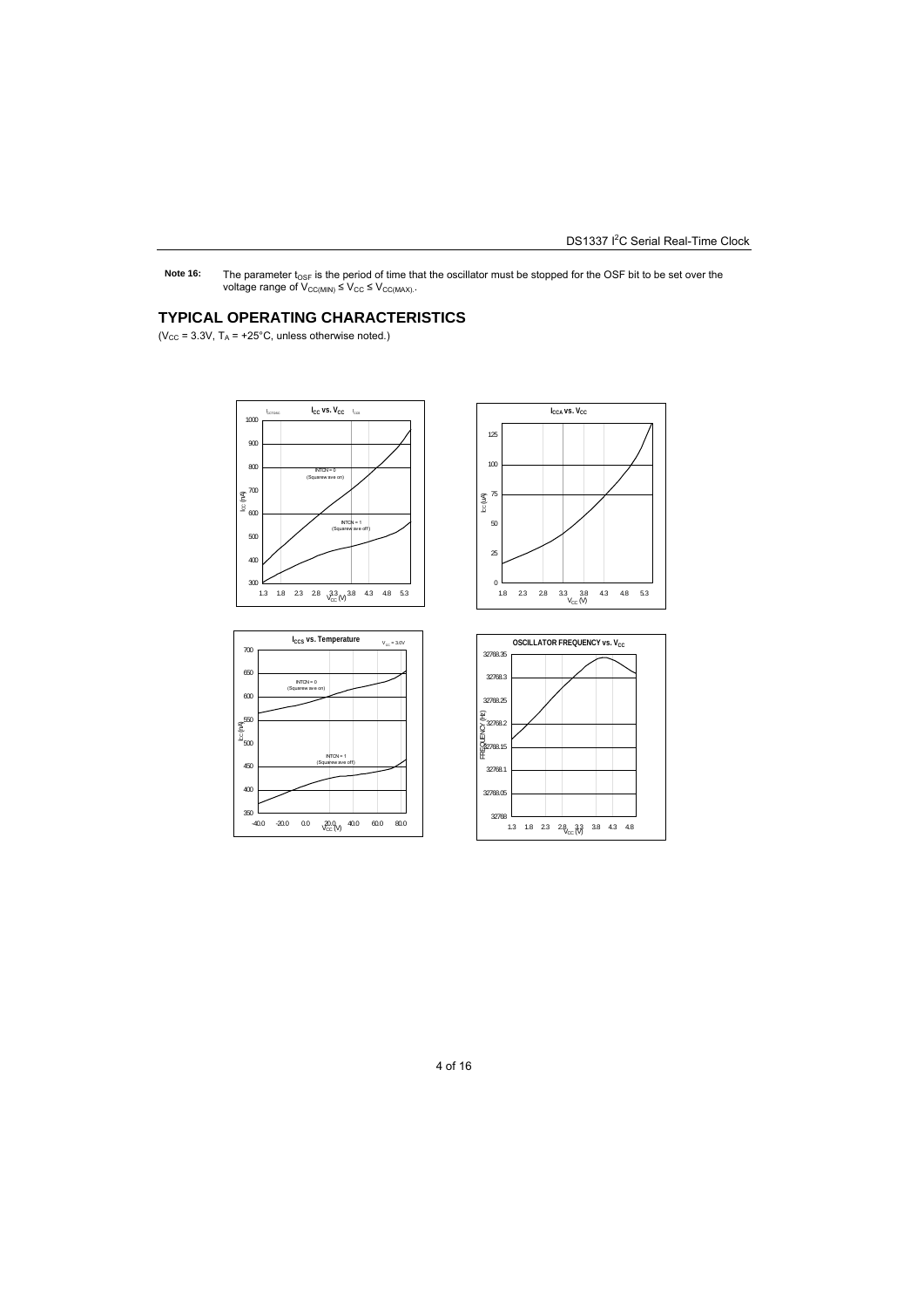**Note 16:** The parameter $t_{OSF}$ is the period of time that the oscillator must be stopped for the OSF bit to be set over the voltage range of $V_{CC(MIN)} \leq V_{CC} \leq V_{CC(MAX)}$.

## TYPICAL OPERATING CHARACTERISTICS

($V_{CC}$ = 3.3V, $T_A$ = +25°C, unless otherwise noted.)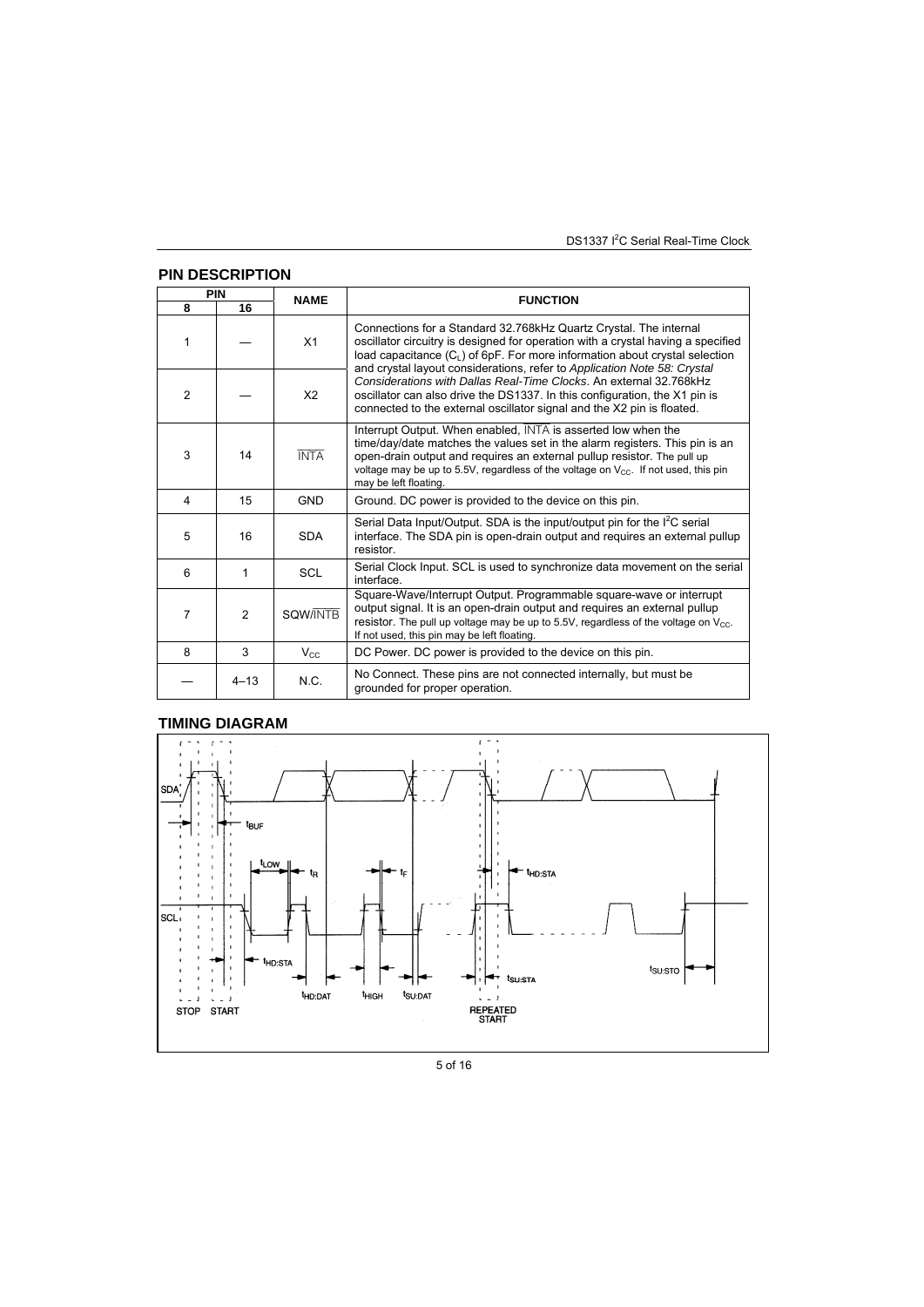## PIN DESCRIPTION

| PIN | | NAME | FUNCTION |
|---|---|---|---|
| 8 | 16 | | |
| 1 | — | X1 | Connections for a Standard 32.768kHz Quartz Crystal. The internal oscillator circuitry is designed for operation with a crystal having a specified load capacitance ($C_L$) of 6pF. For more information about crystal selection and crystal layout considerations, refer to *Application Note 58: Crystal Considerations with Dallas Real-Time Clocks*. An external 32.768kHz oscillator can also drive the DS1337. In this configuration, the X1 pin is connected to the external oscillator signal and the X2 pin is floated. |
| 2 | — | X2 | |
| 3 | 14 | $\overline{\text{INTA}}$ | Interrupt Output. When enabled, $\overline{\text{INTA}}$ is asserted low when the time/day/date matches the values set in the alarm registers. This pin is an open-drain output and requires an external pullup resistor. The pull up voltage may be up to 5.5V, regardless of the voltage on $V_{CC}$. If not used, this pin may be left floating. |
| 4 | 15 | GND | Ground. DC power is provided to the device on this pin. |
| 5 | 16 | SDA | Serial Data Input/Output. SDA is the input/output pin for the I²C serial interface. The SDA pin is open-drain output and requires an external pullup resistor. |
| 6 | 1 | SCL | Serial Clock Input. SCL is used to synchronize data movement on the serial interface. |
| 7 | 2 | SQW/$\overline{\text{INTB}}$ | Square-Wave/Interrupt Output. Programmable square-wave or interrupt output signal. It is an open-drain output and requires an external pullup resistor. The pull up voltage may be up to 5.5V, regardless of the voltage on $V_{CC}$. If not used, this pin may be left floating. |
| 8 | 3 | $V_{CC}$ | DC Power. DC power is provided to the device on this pin. |
| — | 4–13 | N.C. | No Connect. These pins are not connected internally, but must be grounded for proper operation. |

## TIMING DIAGRAM

SDA, SCL, $t_{BUF}$, $t_{LOW}$, $t_R$, $t_F$, $t_{HD:STA}$, $t_{HD:DAT}$, $t_{HIGH}$, $t_{SU:DAT}$, $t_{SU:STA}$, $t_{SU:STO}$, STOP, START, REPEATED START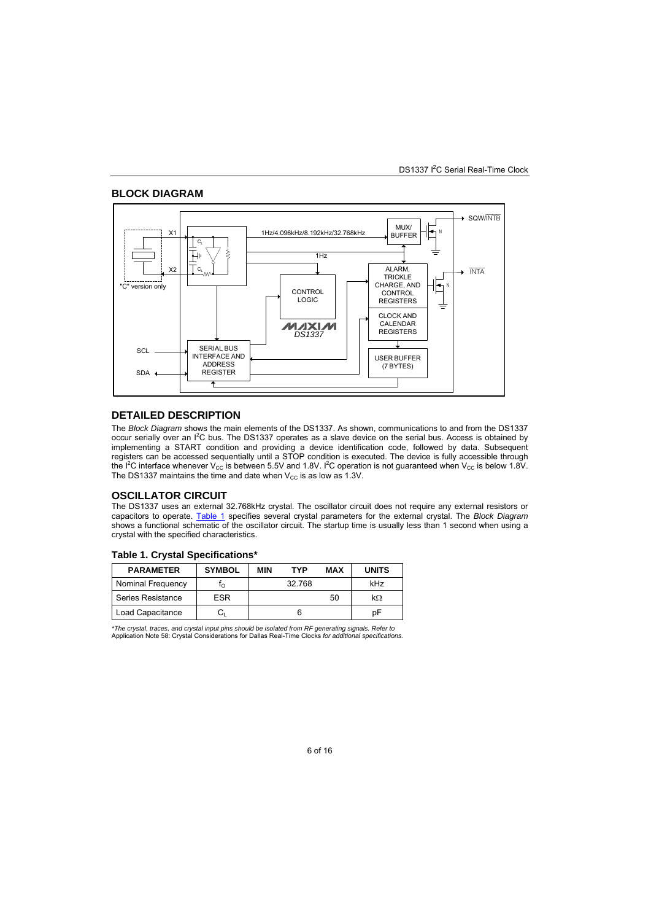## BLOCK DIAGRAM

## DETAILED DESCRIPTION

The *Block Diagram* shows the main elements of the DS1337. As shown, communications to and from the DS1337 occur serially over an $I^2C$ bus. The DS1337 operates as a slave device on the serial bus. Access is obtained by implementing a START condition and providing a device identification code, followed by data. Subsequent registers can be accessed sequentially until a STOP condition is executed. The device is fully accessible through the $I^2C$ interface whenever $V_{CC}$ is between 5.5V and 1.8V. $I^2C$ operation is not guaranteed when $V_{CC}$ is below 1.8V. The DS1337 maintains the time and date when $V_{CC}$ is as low as 1.3V.

## OSCILLATOR CIRCUIT

The DS1337 uses an external 32.768kHz crystal. The oscillator circuit does not require any external resistors or capacitors to operate. Table 1 specifies several crystal parameters for the external crystal. The *Block Diagram* shows a functional schematic of the oscillator circuit. The startup time is usually less than 1 second when using a crystal with the specified characteristics.

### Table 1. Crystal Specifications*

| PARAMETER | SYMBOL | MIN | TYP | MAX | UNITS |
|---|---|---|---|---|---|
| Nominal Frequency | $f_O$ | | 32.768 | | kHz |
| Series Resistance | ESR | | | 50 | kΩ |
| Load Capacitance | $C_L$ | | 6 | | pF |

**The crystal, traces, and crystal input pins should be isolated from RF generating signals. Refer to* Application Note 58: Crystal Considerations for Dallas Real-Time Clocks *for additional specifications.*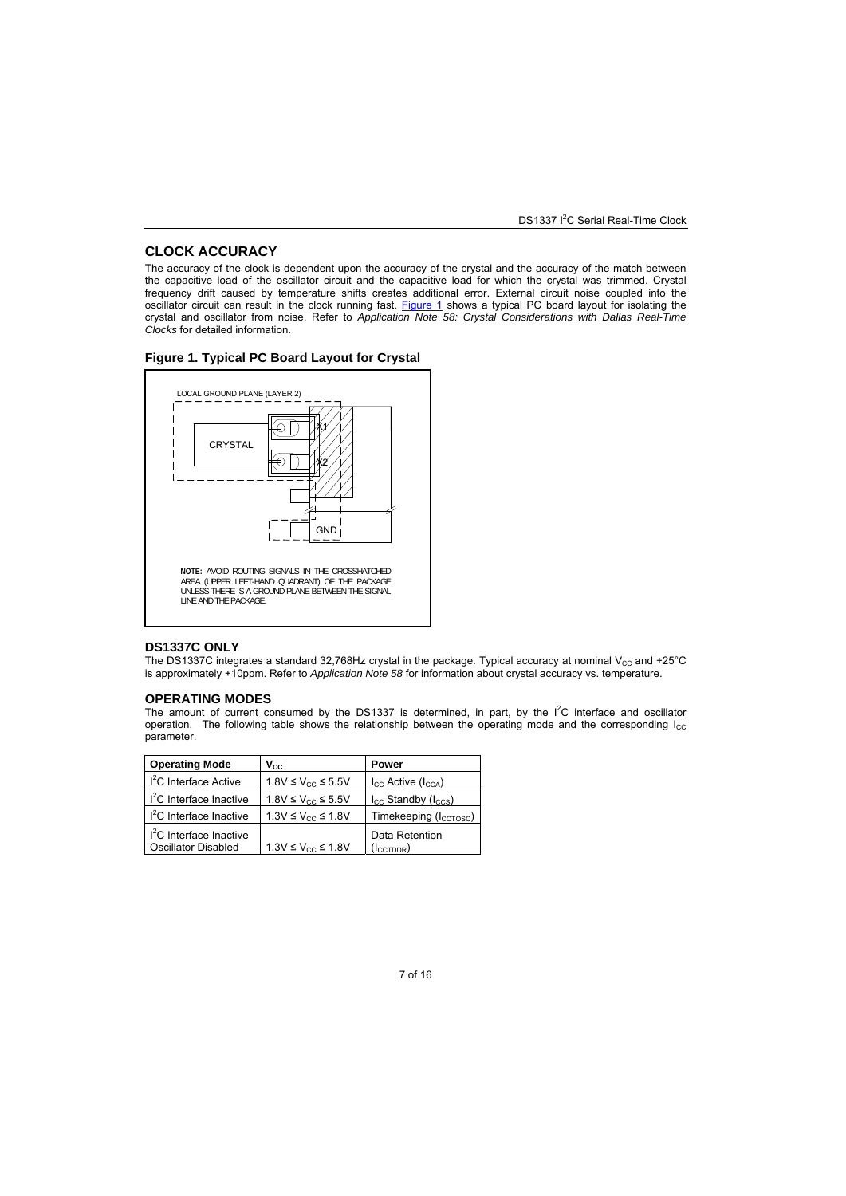## CLOCK ACCURACY

The accuracy of the clock is dependent upon the accuracy of the crystal and the accuracy of the match between the capacitive load of the oscillator circuit and the capacitive load for which the crystal was trimmed. Crystal frequency drift caused by temperature shifts creates additional error. External circuit noise coupled into the oscillator circuit can result in the clock running fast. Figure 1 shows a typical PC board layout for isolating the crystal and oscillator from noise. Refer to *Application Note 58: Crystal Considerations with Dallas Real-Time Clocks* for detailed information.

### Figure 1. Typical PC Board Layout for Crystal

LOCAL GROUND PLANE (LAYER 2)

CRYSTAL

X1

X2

GND

**NOTE:** AVOID ROUTING SIGNALS IN THE CROSSHATCHED AREA (UPPER LEFT-HAND QUADRANT) OF THE PACKAGE UNLESS THERE IS A GROUND PLANE BETWEEN THE SIGNAL LINE AND THE PACKAGE.

## DS1337C ONLY

The DS1337C integrates a standard 32,768Hz crystal in the package. Typical accuracy at nominal $V_{CC}$ and +25°C is approximately +10ppm. Refer to *Application Note 58* for information about crystal accuracy vs. temperature.

## OPERATING MODES

The amount of current consumed by the DS1337 is determined, in part, by the $I^2C$ interface and oscillator operation. The following table shows the relationship between the operating mode and the corresponding $I_{CC}$ parameter.

| Operating Mode | $V_{CC}$ | Power |
|---|---|---|
| $I^2C$ Interface Active | $1.8V \leq V_{CC} \leq 5.5V$ | $I_{CC}$ Active ($I_{CCA}$) |
| $I^2C$ Interface Inactive | $1.8V \leq V_{CC} \leq 5.5V$ | $I_{CC}$ Standby ($I_{CCS}$) |
| $I^2C$ Interface Inactive | $1.3V \leq V_{CC} \leq 1.8V$ | Timekeeping ($I_{CCTOSC}$) |
| $I^2C$ Interface Inactive Oscillator Disabled | $1.3V \leq V_{CC} \leq 1.8V$ | Data Retention ($I_{CCTDDR}$) |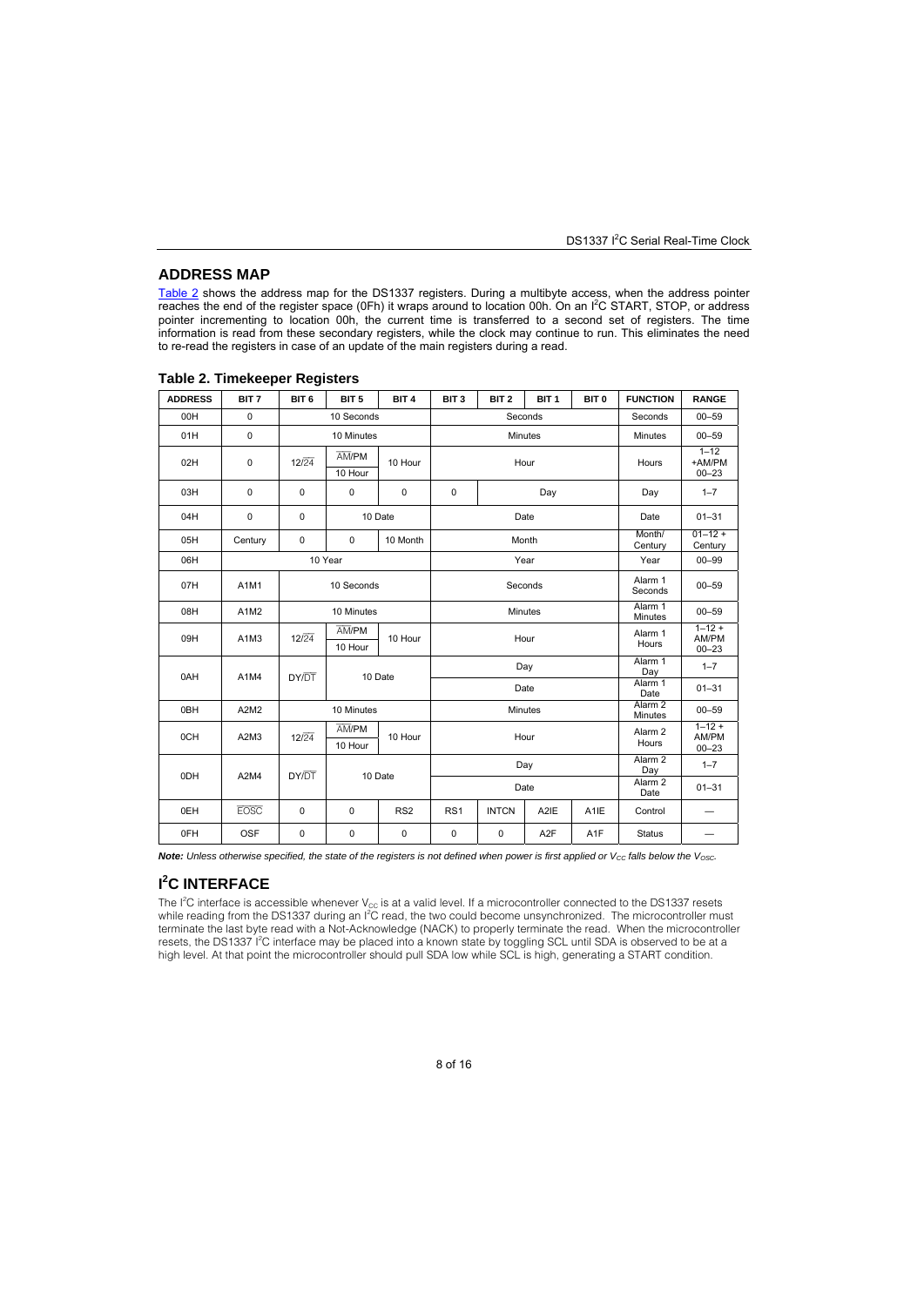## ADDRESS MAP

Table 2 shows the address map for the DS1337 registers. During a multibyte access, when the address pointer reaches the end of the register space (0Fh) it wraps around to location 00h. On an I²C START, STOP, or address pointer incrementing to location 00h, the current time is transferred to a second set of registers. The time information is read from these secondary registers, while the clock may continue to run. This eliminates the need to re-read the registers in case of an update of the main registers during a read.

### Table 2. Timekeeper Registers

| ADDRESS | BIT 7 | BIT 6 | BIT 5 | BIT 4 | BIT 3 | BIT 2 | BIT 1 | BIT 0 | FUNCTION | RANGE |
|---|---|---|---|---|---|---|---|---|---|---|
| 00H | 0 | 10 Seconds | | | Seconds | | | | Seconds | 00–59 |
| 01H | 0 | 10 Minutes | | | Minutes | | | | Minutes | 00–59 |
| 02H | 0 | 12/$\overline{24}$ | $\overline{AM}$/PM / 10 Hour | 10 Hour | Hour | | | | Hours | 1–12 +AM/PM 00–23 |
| 03H | 0 | 0 | 0 | 0 | 0 | Day | | | Day | 1–7 |
| 04H | 0 | 0 | 10 Date | | Date | | | | Date | 01–31 |
| 05H | Century | 0 | 0 | 10 Month | Month | | | | Month/ Century | 01–12 + Century |
| 06H | 10 Year | | | | Year | | | | Year | 00–99 |
| 07H | A1M1 | 10 Seconds | | | Seconds | | | | Alarm 1 Seconds | 00–59 |
| 08H | A1M2 | 10 Minutes | | | Minutes | | | | Alarm 1 Minutes | 00–59 |
| 09H | A1M3 | 12/$\overline{24}$ | $\overline{AM}$/PM / 10 Hour | 10 Hour | Hour | | | | Alarm 1 Hours | 1–12 + AM/PM 00–23 |
| 0AH | A1M4 | DY/$\overline{DT}$ | 10 Date | | Day | | | | Alarm 1 Day | 1–7 |
| | | | | | Date | | | | Alarm 1 Date | 01–31 |
| 0BH | A2M2 | 10 Minutes | | | Minutes | | | | Alarm 2 Minutes | 00–59 |
| 0CH | A2M3 | 12/$\overline{24}$ | $\overline{AM}$/PM / 10 Hour | 10 Hour | Hour | | | | Alarm 2 Hours | 1–12 + AM/PM 00–23 |
| 0DH | A2M4 | DY/$\overline{DT}$ | 10 Date | | Day | | | | Alarm 2 Day | 1–7 |
| | | | | | Date | | | | Alarm 2 Date | 01–31 |
| 0EH | $\overline{EOSC}$ | 0 | 0 | RS2 | RS1 | INTCN | A2IE | A1IE | Control | — |
| 0FH | OSF | 0 | 0 | 0 | 0 | 0 | A2F | A1F | Status | — |

***Note:** Unless otherwise specified, the state of the registers is not defined when power is first applied or $V_{CC}$ falls below the $V_{OSC}$.*

## I²C INTERFACE

The I²C interface is accessible whenever $V_{CC}$ is at a valid level. If a microcontroller connected to the DS1337 resets while reading from the DS1337 during an I²C read, the two could become unsynchronized. The microcontroller must terminate the last byte read with a Not-Acknowledge (NACK) to properly terminate the read. When the microcontroller resets, the DS1337 I²C interface may be placed into a known state by toggling SCL until SDA is observed to be at a high level. At that point the microcontroller should pull SDA low while SCL is high, generating a START condition.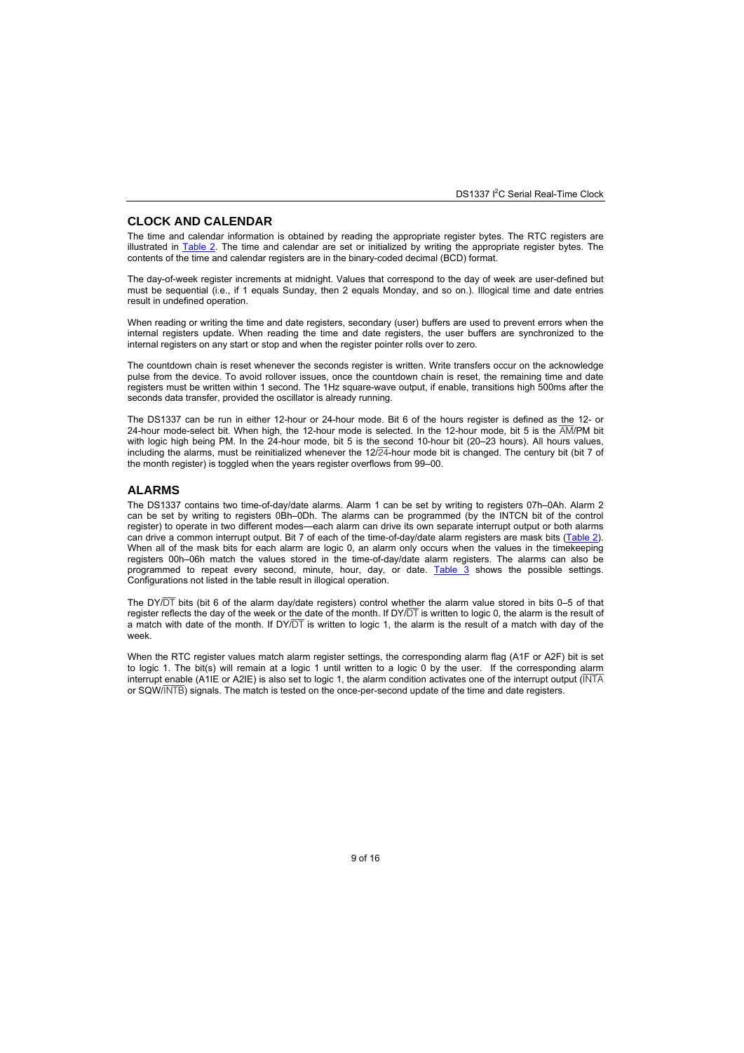## CLOCK AND CALENDAR

The time and calendar information is obtained by reading the appropriate register bytes. The RTC registers are illustrated in Table 2. The time and calendar are set or initialized by writing the appropriate register bytes. The contents of the time and calendar registers are in the binary-coded decimal (BCD) format.

The day-of-week register increments at midnight. Values that correspond to the day of week are user-defined but must be sequential (i.e., if 1 equals Sunday, then 2 equals Monday, and so on.). Illogical time and date entries result in undefined operation.

When reading or writing the time and date registers, secondary (user) buffers are used to prevent errors when the internal registers update. When reading the time and date registers, the user buffers are synchronized to the internal registers on any start or stop and when the register pointer rolls over to zero.

The countdown chain is reset whenever the seconds register is written. Write transfers occur on the acknowledge pulse from the device. To avoid rollover issues, once the countdown chain is reset, the remaining time and date registers must be written within 1 second. The 1Hz square-wave output, if enable, transitions high 500ms after the seconds data transfer, provided the oscillator is already running.

The DS1337 can be run in either 12-hour or 24-hour mode. Bit 6 of the hours register is defined as the 12- or 24-hour mode-select bit. When high, the 12-hour mode is selected. In the 12-hour mode, bit 5 is the $\overline{\text{AM}}$/PM bit with logic high being PM. In the 24-hour mode, bit 5 is the second 10-hour bit (20–23 hours). All hours values, including the alarms, must be reinitialized whenever the 12/$\overline{\text{24}}$-hour mode bit is changed. The century bit (bit 7 of the month register) is toggled when the years register overflows from 99–00.

## ALARMS

The DS1337 contains two time-of-day/date alarms. Alarm 1 can be set by writing to registers 07h–0Ah. Alarm 2 can be set by writing to registers 0Bh–0Dh. The alarms can be programmed (by the INTCN bit of the control register) to operate in two different modes—each alarm can drive its own separate interrupt output or both alarms can drive a common interrupt output. Bit 7 of each of the time-of-day/date alarm registers are mask bits (Table 2). When all of the mask bits for each alarm are logic 0, an alarm only occurs when the values in the timekeeping registers 00h–06h match the values stored in the time-of-day/date alarm registers. The alarms can also be programmed to repeat every second, minute, hour, day, or date. Table 3 shows the possible settings. Configurations not listed in the table result in illogical operation.

The DY/$\overline{\text{DT}}$ bits (bit 6 of the alarm day/date registers) control whether the alarm value stored in bits 0–5 of that register reflects the day of the week or the date of the month. If DY/$\overline{\text{DT}}$ is written to logic 0, the alarm is the result of a match with date of the month. If DY/$\overline{\text{DT}}$ is written to logic 1, the alarm is the result of a match with day of the week.

When the RTC register values match alarm register settings, the corresponding alarm flag (A1F or A2F) bit is set to logic 1. The bit(s) will remain at a logic 1 until written to a logic 0 by the user. If the corresponding alarm interrupt enable (A1IE or A2IE) is also set to logic 1, the alarm condition activates one of the interrupt output ($\overline{\text{INTA}}$ or SQW/$\overline{\text{INTB}}$) signals. The match is tested on the once-per-second update of the time and date registers.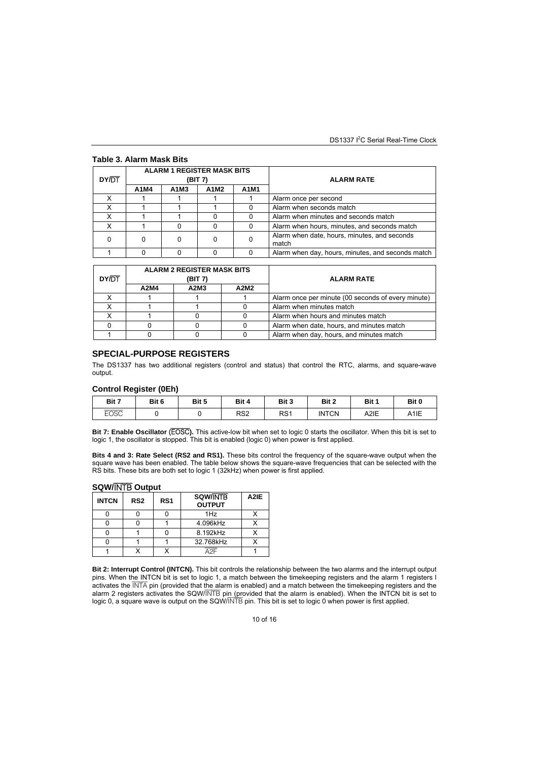### Table 3. Alarm Mask Bits

| DY/$\overline{DT}$ | ALARM 1 REGISTER MASK BITS (BIT 7) | | | | ALARM RATE |
|---|---|---|---|---|---|
| | A1M4 | A1M3 | A1M2 | A1M1 | |
| X | 1 | 1 | 1 | 1 | Alarm once per second |
| X | 1 | 1 | 1 | 0 | Alarm when seconds match |
| X | 1 | 1 | 0 | 0 | Alarm when minutes and seconds match |
| X | 1 | 0 | 0 | 0 | Alarm when hours, minutes, and seconds match |
| 0 | 0 | 0 | 0 | 0 | Alarm when date, hours, minutes, and seconds match |
| 1 | 0 | 0 | 0 | 0 | Alarm when day, hours, minutes, and seconds match |

| DY/$\overline{DT}$ | ALARM 2 REGISTER MASK BITS (BIT 7) | | | ALARM RATE |
|---|---|---|---|---|
| | A2M4 | A2M3 | A2M2 | |
| X | 1 | 1 | 1 | Alarm once per minute (00 seconds of every minute) |
| X | 1 | 1 | 0 | Alarm when minutes match |
| X | 1 | 0 | 0 | Alarm when hours and minutes match |
| 0 | 0 | 0 | 0 | Alarm when date, hours, and minutes match |
| 1 | 0 | 0 | 0 | Alarm when day, hours, and minutes match |

## SPECIAL-PURPOSE REGISTERS

The DS1337 has two additional registers (control and status) that control the RTC, alarms, and square-wave output.

### Control Register (0Eh)

| Bit 7 | Bit 6 | Bit 5 | Bit 4 | Bit 3 | Bit 2 | Bit 1 | Bit 0 |
|---|---|---|---|---|---|---|---|
| $\overline{EOSC}$ | 0 | 0 | RS2 | RS1 | INTCN | A2IE | A1IE |

**Bit 7: Enable Oscillator ($\overline{EOSC}$).** This active-low bit when set to logic 0 starts the oscillator. When this bit is set to logic 1, the oscillator is stopped. This bit is enabled (logic 0) when power is first applied.

**Bits 4 and 3: Rate Select (RS2 and RS1).** These bits control the frequency of the square-wave output when the square wave has been enabled. The table below shows the square-wave frequencies that can be selected with the RS bits. These bits are both set to logic 1 (32kHz) when power is first applied.

### SQW/$\overline{INTB}$ Output

| INTCN | RS2 | RS1 | SQW/$\overline{INTB}$ OUTPUT | A2IE |
|---|---|---|---|---|
| 0 | 0 | 0 | 1Hz | X |
| 0 | 0 | 1 | 4.096kHz | X |
| 0 | 1 | 0 | 8.192kHz | X |
| 0 | 1 | 1 | 32.768kHz | X |
| 1 | X | X | $\overline{A2F}$ | 1 |

**Bit 2: Interrupt Control (INTCN).** This bit controls the relationship between the two alarms and the interrupt output pins. When the INTCN bit is set to logic 1, a match between the timekeeping registers and the alarm 1 registers l activates the $\overline{INTA}$ pin (provided that the alarm is enabled) and a match between the timekeeping registers and the alarm 2 registers activates the SQW/$\overline{INTB}$ pin (provided that the alarm is enabled). When the INTCN bit is set to logic 0, a square wave is output on the SQW/$\overline{INTB}$ pin. This bit is set to logic 0 when power is first applied.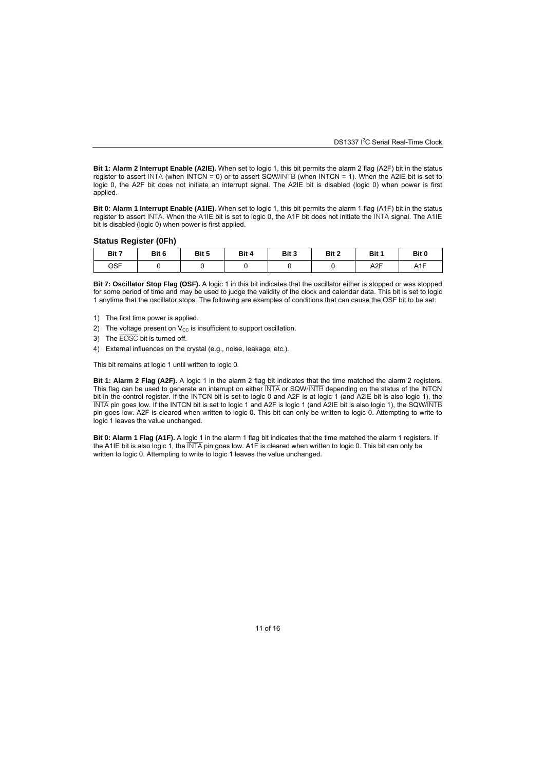**Bit 1: Alarm 2 Interrupt Enable (A2IE).** When set to logic 1, this bit permits the alarm 2 flag (A2F) bit in the status register to assert $\overline{\text{INTA}}$ (when INTCN = 0) or to assert SQW/$\overline{\text{INTB}}$ (when INTCN = 1). When the A2IE bit is set to logic 0, the A2F bit does not initiate an interrupt signal. The A2IE bit is disabled (logic 0) when power is first applied.

**Bit 0: Alarm 1 Interrupt Enable (A1IE).** When set to logic 1, this bit permits the alarm 1 flag (A1F) bit in the status register to assert $\overline{\text{INTA}}$. When the A1IE bit is set to logic 0, the A1F bit does not initiate the $\overline{\text{INTA}}$ signal. The A1IE bit is disabled (logic 0) when power is first applied.

### Status Register (0Fh)

| Bit 7 | Bit 6 | Bit 5 | Bit 4 | Bit 3 | Bit 2 | Bit 1 | Bit 0 |
|---|---|---|---|---|---|---|---|
| OSF | 0 | 0 | 0 | 0 | 0 | A2F | A1F |

**Bit 7: Oscillator Stop Flag (OSF).** A logic 1 in this bit indicates that the oscillator either is stopped or was stopped for some period of time and may be used to judge the validity of the clock and calendar data. This bit is set to logic 1 anytime that the oscillator stops. The following are examples of conditions that can cause the OSF bit to be set:

1) The first time power is applied.
2) The voltage present on $V_{CC}$ is insufficient to support oscillation.
3) The $\overline{\text{EOSC}}$ bit is turned off.
4) External influences on the crystal (e.g., noise, leakage, etc.).

This bit remains at logic 1 until written to logic 0.

**Bit 1: Alarm 2 Flag (A2F).** A logic 1 in the alarm 2 flag bit indicates that the time matched the alarm 2 registers. This flag can be used to generate an interrupt on either $\overline{\text{INTA}}$ or SQW/$\overline{\text{INTB}}$ depending on the status of the INTCN bit in the control register. If the INTCN bit is set to logic 0 and A2F is at logic 1 (and A2IE bit is also logic 1), the $\overline{\text{INTA}}$ pin goes low. If the INTCN bit is set to logic 1 and A2F is logic 1 (and A2IE bit is also logic 1), the SQW/$\overline{\text{INTB}}$ pin goes low. A2F is cleared when written to logic 0. This bit can only be written to logic 0. Attempting to write to logic 1 leaves the value unchanged.

**Bit 0: Alarm 1 Flag (A1F).** A logic 1 in the alarm 1 flag bit indicates that the time matched the alarm 1 registers. If the A1IE bit is also logic 1, the $\overline{\text{INTA}}$ pin goes low. A1F is cleared when written to logic 0. This bit can only be written to logic 0. Attempting to write to logic 1 leaves the value unchanged.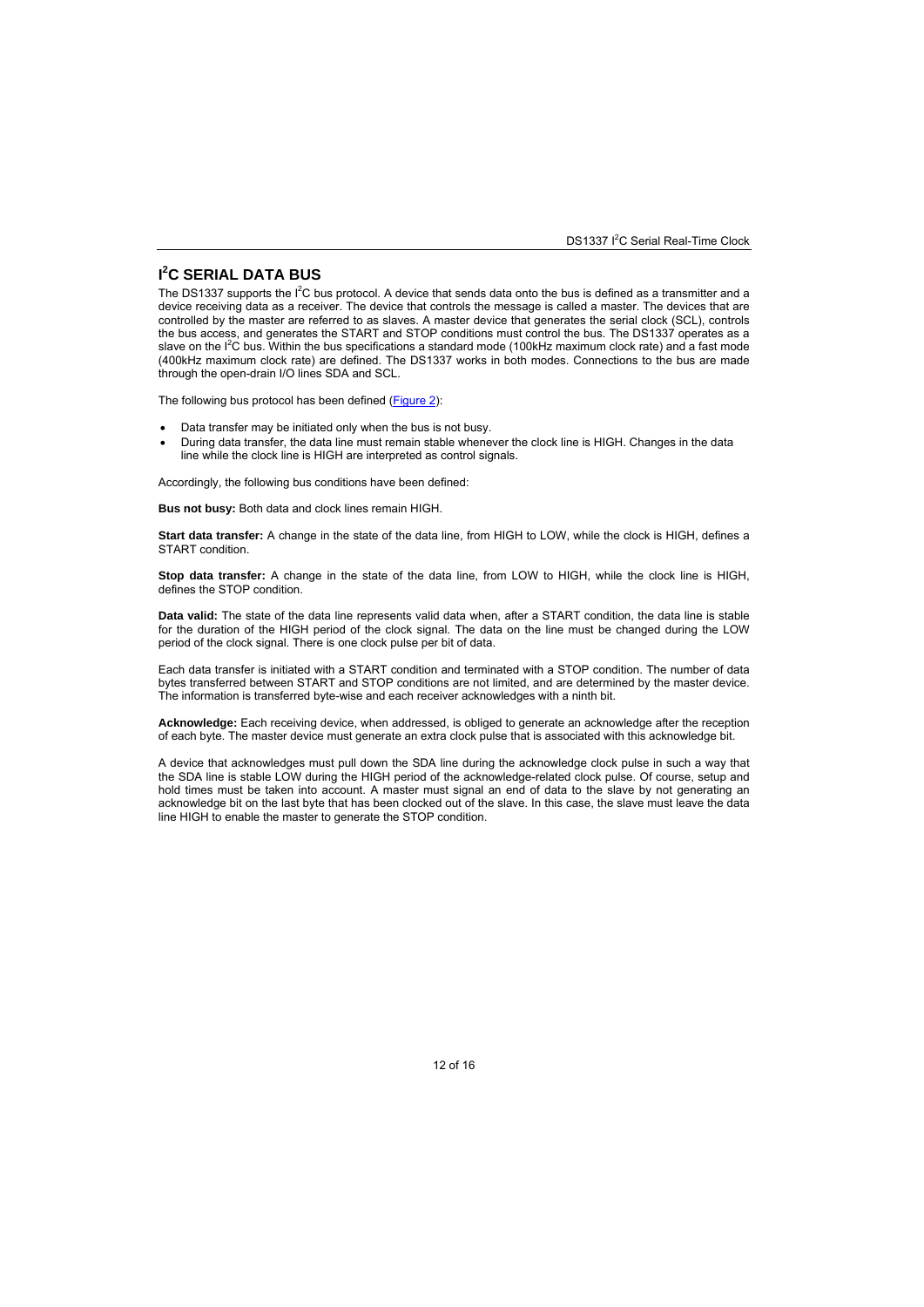## $I^2C$ SERIAL DATA BUS

The DS1337 supports the $I^2C$ bus protocol. A device that sends data onto the bus is defined as a transmitter and a device receiving data as a receiver. The device that controls the message is called a master. The devices that are controlled by the master are referred to as slaves. A master device that generates the serial clock (SCL), controls the bus access, and generates the START and STOP conditions must control the bus. The DS1337 operates as a slave on the $I^2C$ bus. Within the bus specifications a standard mode (100kHz maximum clock rate) and a fast mode (400kHz maximum clock rate) are defined. The DS1337 works in both modes. Connections to the bus are made through the open-drain I/O lines SDA and SCL.

The following bus protocol has been defined (Figure 2):

- Data transfer may be initiated only when the bus is not busy.
- During data transfer, the data line must remain stable whenever the clock line is HIGH. Changes in the data line while the clock line is HIGH are interpreted as control signals.

Accordingly, the following bus conditions have been defined:

**Bus not busy:** Both data and clock lines remain HIGH.

**Start data transfer:** A change in the state of the data line, from HIGH to LOW, while the clock is HIGH, defines a START condition.

**Stop data transfer:** A change in the state of the data line, from LOW to HIGH, while the clock line is HIGH, defines the STOP condition.

**Data valid:** The state of the data line represents valid data when, after a START condition, the data line is stable for the duration of the HIGH period of the clock signal. The data on the line must be changed during the LOW period of the clock signal. There is one clock pulse per bit of data.

Each data transfer is initiated with a START condition and terminated with a STOP condition. The number of data bytes transferred between START and STOP conditions are not limited, and are determined by the master device. The information is transferred byte-wise and each receiver acknowledges with a ninth bit.

**Acknowledge:** Each receiving device, when addressed, is obliged to generate an acknowledge after the reception of each byte. The master device must generate an extra clock pulse that is associated with this acknowledge bit.

A device that acknowledges must pull down the SDA line during the acknowledge clock pulse in such a way that the SDA line is stable LOW during the HIGH period of the acknowledge-related clock pulse. Of course, setup and hold times must be taken into account. A master must signal an end of data to the slave by not generating an acknowledge bit on the last byte that has been clocked out of the slave. In this case, the slave must leave the data line HIGH to enable the master to generate the STOP condition.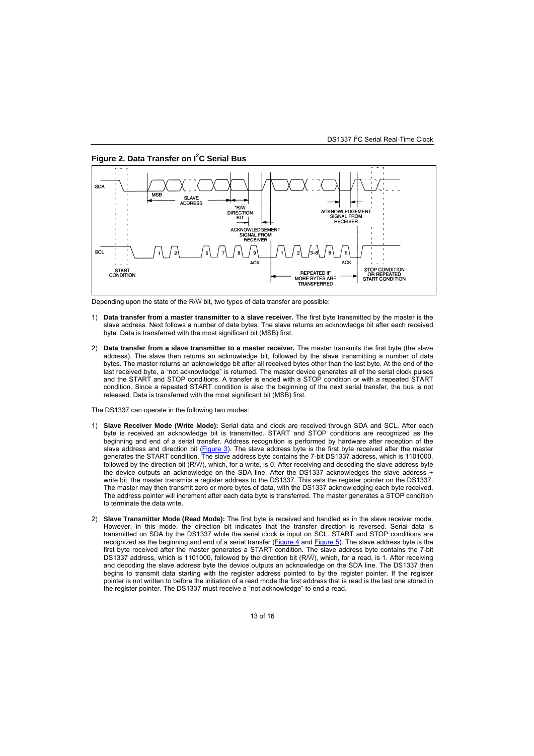### Figure 2. Data Transfer on I²C Serial Bus

Depending upon the state of the R/$\overline{W}$ bit, two types of data transfer are possible:

1) **Data transfer from a master transmitter to a slave receiver.** The first byte transmitted by the master is the slave address. Next follows a number of data bytes. The slave returns an acknowledge bit after each received byte. Data is transferred with the most significant bit (MSB) first.

2) **Data transfer from a slave transmitter to a master receiver.** The master transmits the first byte (the slave address). The slave then returns an acknowledge bit, followed by the slave transmitting a number of data bytes. The master returns an acknowledge bit after all received bytes other than the last byte. At the end of the last received byte, a "not acknowledge" is returned. The master device generates all of the serial clock pulses and the START and STOP conditions. A transfer is ended with a STOP condition or with a repeated START condition. Since a repeated START condition is also the beginning of the next serial transfer, the bus is not released. Data is transferred with the most significant bit (MSB) first.

The DS1337 can operate in the following two modes:

1) **Slave Receiver Mode (Write Mode):** Serial data and clock are received through SDA and SCL. After each byte is received an acknowledge bit is transmitted. START and STOP conditions are recognized as the beginning and end of a serial transfer. Address recognition is performed by hardware after reception of the slave address and direction bit (Figure 3). The slave address byte is the first byte received after the master generates the START condition. The slave address byte contains the 7-bit DS1337 address, which is 1101000, followed by the direction bit (R/$\overline{W}$), which, for a write, is 0. After receiving and decoding the slave address byte the device outputs an acknowledge on the SDA line. After the DS1337 acknowledges the slave address + write bit, the master transmits a register address to the DS1337. This sets the register pointer on the DS1337. The master may then transmit zero or more bytes of data, with the DS1337 acknowledging each byte received. The address pointer will increment after each data byte is transferred. The master generates a STOP condition to terminate the data write.

2) **Slave Transmitter Mode (Read Mode):** The first byte is received and handled as in the slave receiver mode. However, in this mode, the direction bit indicates that the transfer direction is reversed. Serial data is transmitted on SDA by the DS1337 while the serial clock is input on SCL. START and STOP conditions are recognized as the beginning and end of a serial transfer (Figure 4 and Figure 5). The slave address byte is the first byte received after the master generates a START condition. The slave address byte contains the 7-bit DS1337 address, which is 1101000, followed by the direction bit (R/$\overline{W}$), which, for a read, is 1. After receiving and decoding the slave address byte the device outputs an acknowledge on the SDA line. The DS1337 then begins to transmit data starting with the register address pointed to by the register pointer. If the register pointer is not written to before the initiation of a read mode the first address that is read is the last one stored in the register pointer. The DS1337 must receive a "not acknowledge" to end a read.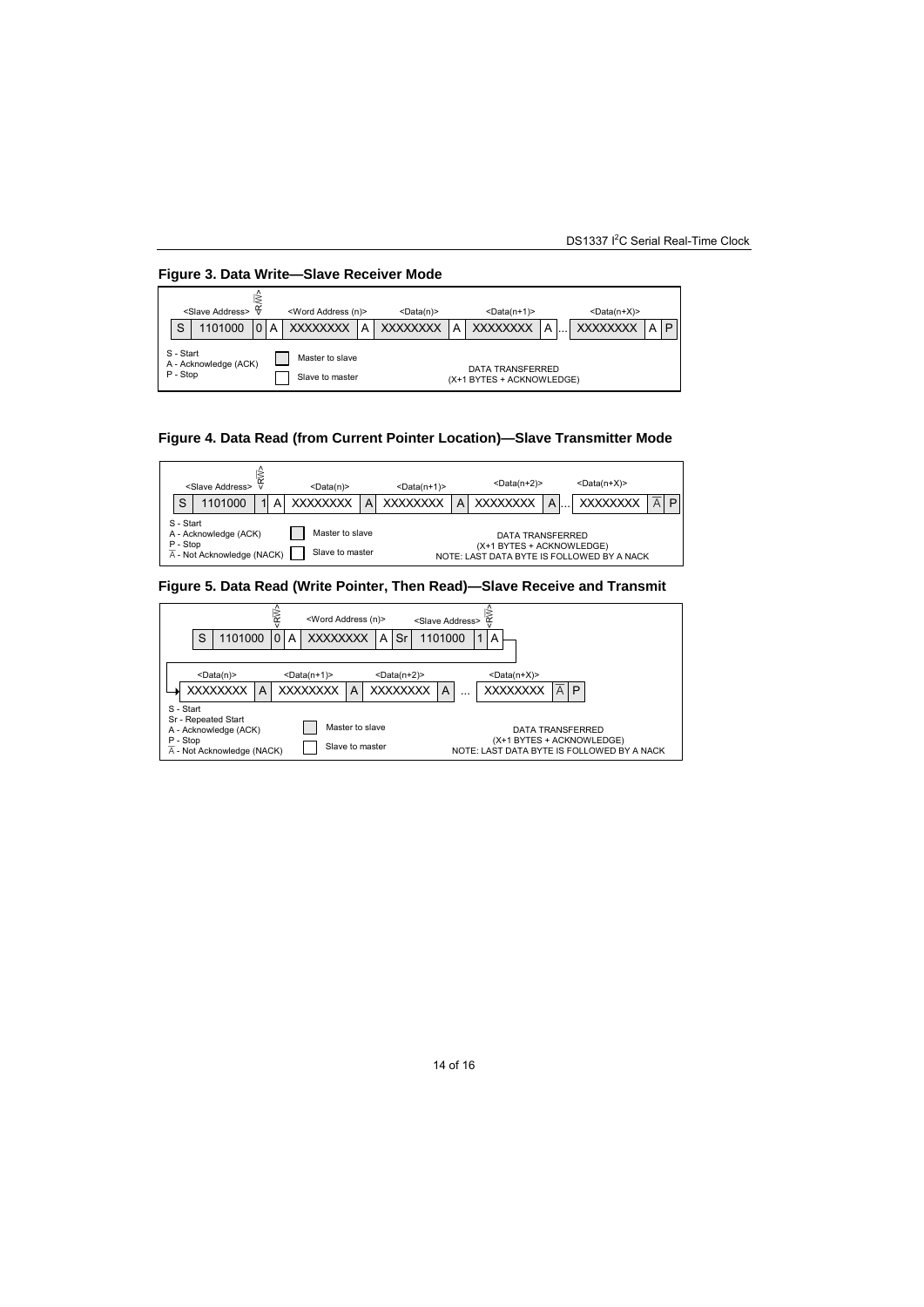**Figure 3. Data Write—Slave Receiver Mode**

| S | 1101000 | 0 | A | XXXXXXXX | A | XXXXXXXX | A | XXXXXXXX | A | ... | XXXXXXXX | A | P |
|---|---|---|---|---|---|---|---|---|---|---|---|---|---|
| | <Slave Address> | <R/$\overline{W}$> | | <Word Address (n)> | | <Data(n)> | | <Data(n+1)> | | | <Data(n+X)> | | |

S - Start
A - Acknowledge (ACK)
P - Stop

Master to slave
Slave to master

DATA TRANSFERRED
(X+1 BYTES + ACKNOWLEDGE)

**Figure 4. Data Read (from Current Pointer Location)—Slave Transmitter Mode**

| S | 1101000 | 1 | A | XXXXXXXX | A | XXXXXXXX | A | XXXXXXXX | A | ... | XXXXXXXX | $\overline{A}$ | P |
|---|---|---|---|---|---|---|---|---|---|---|---|---|---|
| | <Slave Address> | <R/$\overline{W}$> | | <Data(n)> | | <Data(n+1)> | | <Data(n+2)> | | | <Data(n+X)> | | |

S - Start
A - Acknowledge (ACK)
P - Stop
$\overline{A}$ - Not Acknowledge (NACK)

Master to slave
Slave to master

DATA TRANSFERRED
(X+1 BYTES + ACKNOWLEDGE)
NOTE: LAST DATA BYTE IS FOLLOWED BY A NACK

**Figure 5. Data Read (Write Pointer, Then Read)—Slave Receive and Transmit**

| S | 1101000 | 0 | A | XXXXXXXX | A | Sr | 1101000 | 1 | A |
|---|---|---|---|---|---|---|---|---|---|
| | | <R/$\overline{W}$> | | <Word Address (n)> | | | <Slave Address> | <R/$\overline{W}$> | |

| XXXXXXXX | A | XXXXXXXX | A | XXXXXXXX | A | ... | XXXXXXXX | $\overline{A}$ | P |
|---|---|---|---|---|---|---|---|---|---|
| <Data(n)> | | <Data(n+1)> | | <Data(n+2)> | | | <Data(n+X)> | | |

S - Start
Sr - Repeated Start
A - Acknowledge (ACK)
P - Stop
$\overline{A}$ - Not Acknowledge (NACK)

Master to slave
Slave to master

DATA TRANSFERRED
(X+1 BYTES + ACKNOWLEDGE)
NOTE: LAST DATA BYTE IS FOLLOWED BY A NACK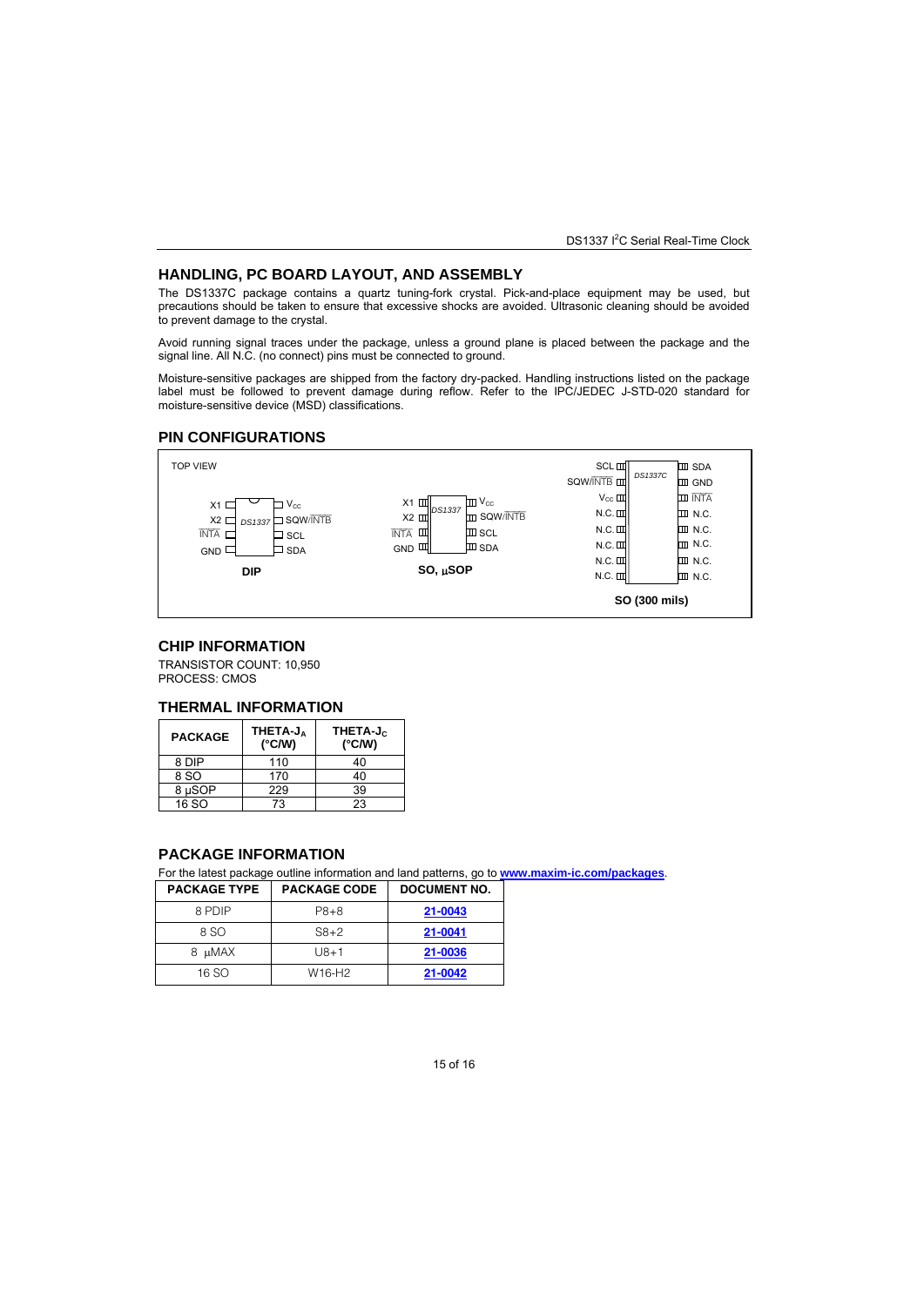## HANDLING, PC BOARD LAYOUT, AND ASSEMBLY

The DS1337C package contains a quartz tuning-fork crystal. Pick-and-place equipment may be used, but precautions should be taken to ensure that excessive shocks are avoided. Ultrasonic cleaning should be avoided to prevent damage to the crystal.

Avoid running signal traces under the package, unless a ground plane is placed between the package and the signal line. All N.C. (no connect) pins must be connected to ground.

Moisture-sensitive packages are shipped from the factory dry-packed. Handling instructions listed on the package label must be followed to prevent damage during reflow. Refer to the IPC/JEDEC J-STD-020 standard for moisture-sensitive device (MSD) classifications.

## PIN CONFIGURATIONS

TOP VIEW

**DIP** (DS1337): X1, X2, INTA, GND / $V_{CC}$, SQW/INTB, SCL, SDA

**SO, µSOP** (DS1337): X1, X2, INTA, GND / $V_{CC}$, SQW/INTB, SCL, SDA

**SO (300 mils)** (DS1337C): SCL, SQW/INTB, $V_{CC}$, N.C., N.C., N.C., N.C., N.C. / SDA, GND, INTA, N.C., N.C., N.C., N.C., N.C.

## CHIP INFORMATION

TRANSISTOR COUNT: 10,950
PROCESS: CMOS

## THERMAL INFORMATION

| PACKAGE | THETA-$J_A$ (°C/W) | THETA-$J_C$ (°C/W) |
|---|---|---|
| 8 DIP | 110 | 40 |
| 8 SO | 170 | 40 |
| 8 µSOP | 229 | 39 |
| 16 SO | 73 | 23 |

## PACKAGE INFORMATION

For the latest package outline information and land patterns, go to **www.maxim-ic.com/packages**.

| PACKAGE TYPE | PACKAGE CODE | DOCUMENT NO. |
|---|---|---|
| 8 PDIP | P8+8 | 21-0043 |
| 8 SO | S8+2 | 21-0041 |
| 8 µMAX | U8+1 | 21-0036 |
| 16 SO | W16-H2 | 21-0042 |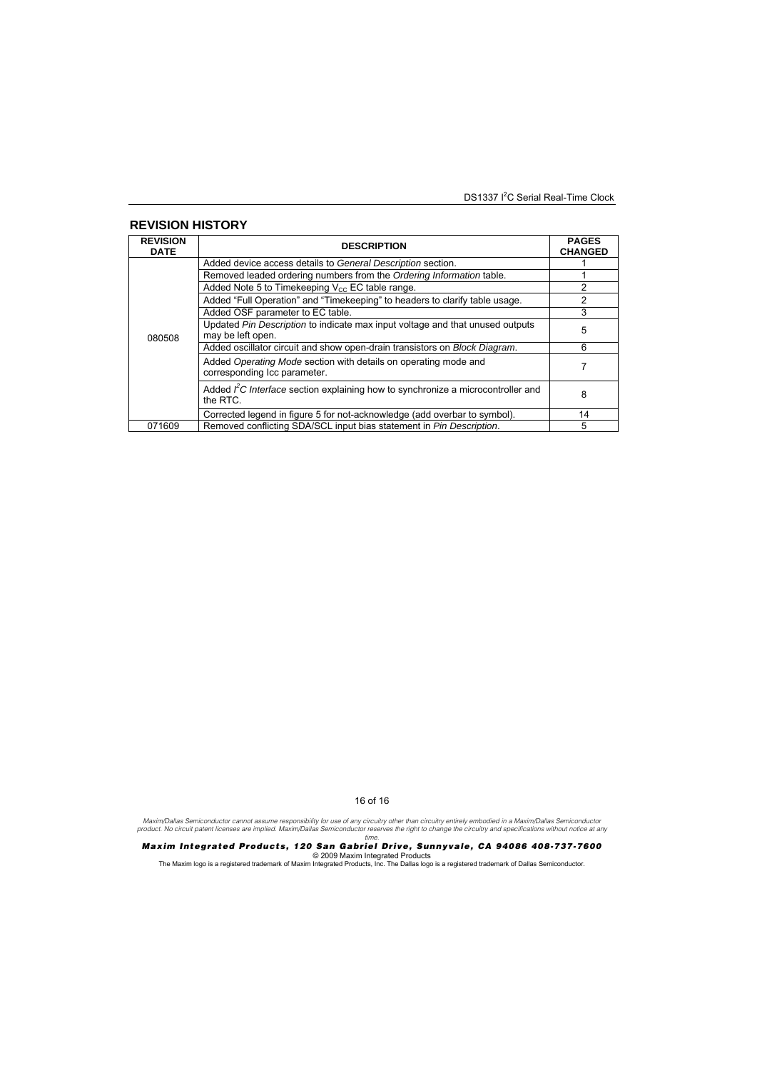## REVISION HISTORY

| REVISION DATE | DESCRIPTION | PAGES CHANGED |
|---|---|---|
| 080508 | Added device access details to *General Description* section. | 1 |
| | Removed leaded ordering numbers from the *Ordering Information* table. | 1 |
| | Added Note 5 to Timekeeping $V_{CC}$ EC table range. | 2 |
| | Added "Full Operation" and "Timekeeping" to headers to clarify table usage. | 2 |
| | Added OSF parameter to EC table. | 3 |
| | Updated *Pin Description* to indicate max input voltage and that unused outputs may be left open. | 5 |
| | Added oscillator circuit and show open-drain transistors on *Block Diagram*. | 6 |
| | Added *Operating Mode* section with details on operating mode and corresponding Icc parameter. | 7 |
| | Added *I²C Interface* section explaining how to synchronize a microcontroller and the RTC. | 8 |
| | Corrected legend in figure 5 for not-acknowledge (add overbar to symbol). | 14 |
| 071609 | Removed conflicting SDA/SCL input bias statement in *Pin Description*. | 5 |

*Maxim/Dallas Semiconductor cannot assume responsibility for use of any circuitry other than circuitry entirely embodied in a Maxim/Dallas Semiconductor product. No circuit patent licenses are implied. Maxim/Dallas Semiconductor reserves the right to change the circuitry and specifications without notice at any time.*

***Maxim Integrated Products, 120 San Gabriel Drive, Sunnyvale, CA 94086 408-737-7600***

© 2009 Maxim Integrated Products

The Maxim logo is a registered trademark of Maxim Integrated Products, Inc. The Dallas logo is a registered trademark of Dallas Semiconductor.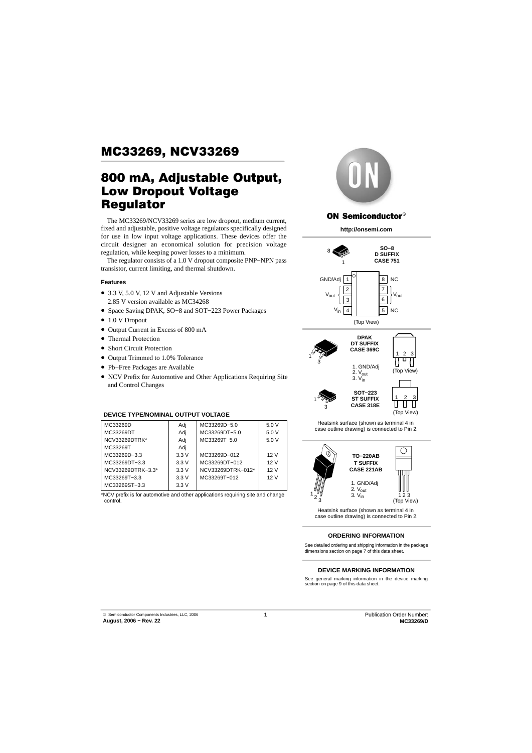# MC33269, NCV33269

# 800 mA, Adjustable Output, Low Dropout Voltage Regulator

The MC33269/NCV33269 series are low dropout, medium current, fixed and adjustable, positive voltage regulators specifically designed for use in low input voltage applications. These devices offer the circuit designer an economical solution for precision voltage regulation, while keeping power losses to a minimum.

The regulator consists of a 1.0 V dropout composite PNP−NPN pass transistor, current limiting, and thermal shutdown.

### Features

- 3.3 V, 5.0 V, 12 V and Adjustable Versions
  2.85 V version available as MC34268
- Space Saving DPAK, SO−8 and SOT−223 Power Packages
- 1.0 V Dropout
- Output Current in Excess of 800 mA
- Thermal Protection
- Short Circuit Protection
- Output Trimmed to 1.0% Tolerance
- Pb−Free Packages are Available
- NCV Prefix for Automotive and Other Applications Requiring Site and Control Changes

### DEVICE TYPE/NOMINAL OUTPUT VOLTAGE

| Device | Voltage | Device | Voltage |
|---|---|---|---|
| MC33269D | Adj | MC33269D−5.0 | 5.0 V |
| MC33269DT | Adj | MC33269DT−5.0 | 5.0 V |
| NCV33269DTRK* | Adj | MC33269T−5.0 | 5.0 V |
| MC33269T | Adj | | |
| MC33269D−3.3 | 3.3 V | MC33269D−012 | 12 V |
| MC33269DT−3.3 | 3.3 V | MC33269DT−012 | 12 V |
| NCV33269DTRK−3.3* | 3.3 V | NCV33269DTRK−012* | 12 V |
| MC33269T−3.3 | 3.3 V | MC33269T−012 | 12 V |
| MC33269ST−3.3 | 3.3 V | | |

*NCV prefix is for automotive and other applications requiring site and change control.

**ON Semiconductor®**

**http://onsemi.com**

**SO−8**
**D SUFFIX**
**CASE 751**

GND/Adj 1, $V_{out}$ 2, $V_{out}$ 3, $V_{in}$ 4, NC 5, $V_{out}$ 6, $V_{out}$ 7, NC 8

(Top View)

**DPAK**
**DT SUFFIX**
**CASE 369C**

1. GND/Adj
2. $V_{out}$
3. $V_{in}$

(Top View)

**SOT−223**
**ST SUFFIX**
**CASE 318E**

(Top View)

Heatsink surface (shown as terminal 4 in case outline drawing) is connected to Pin 2.

**TO−220AB**
**T SUFFIX**
**CASE 221AB**

1. GND/Adj
2. $V_{out}$
3. $V_{in}$

(Top View)

Heatsink surface (shown as terminal 4 in case outline drawing) is connected to Pin 2.

### ORDERING INFORMATION

See detailed ordering and shipping information in the package dimensions section on page 7 of this data sheet.

### DEVICE MARKING INFORMATION

See general marking information in the device marking section on page 9 of this data sheet.

© Semiconductor Components Industries, LLC, 2006
**August, 2006 − Rev. 22**

Publication Order Number:
**MC33269/D**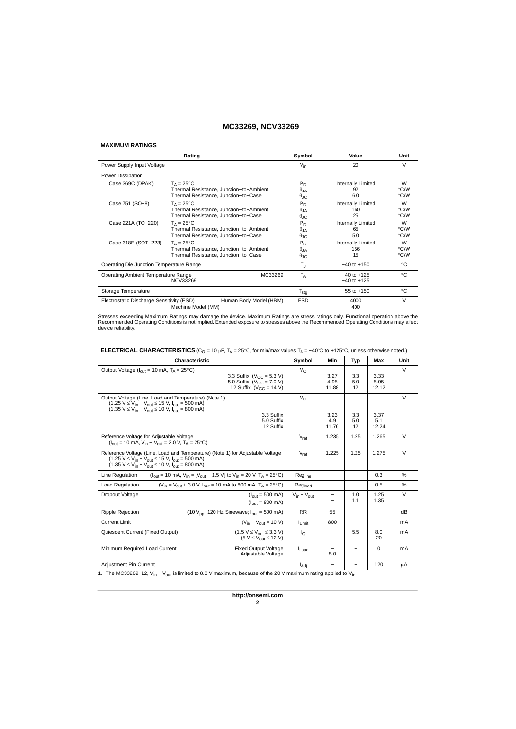# MC33269, NCV33269

## MAXIMUM RATINGS

| Rating | | Symbol | Value | Unit |
|---|---|---|---|---|
| Power Supply Input Voltage | | $V_{in}$ | 20 | V |
| Power Dissipation | | | | |
| Case 369C (DPAK) | $T_A = 25°C$ | $P_D$ | Internally Limited | W |
| | Thermal Resistance, Junction−to−Ambient | $\theta_{JA}$ | 92 | °C/W |
| | Thermal Resistance, Junction−to−Case | $\theta_{JC}$ | 6.0 | °C/W |
| Case 751 (SO−8) | $T_A = 25°C$ | $P_D$ | Internally Limited | W |
| | Thermal Resistance, Junction−to−Ambient | $\theta_{JA}$ | 160 | °C/W |
| | Thermal Resistance, Junction−to−Case | $\theta_{JC}$ | 25 | °C/W |
| Case 221A (TO−220) | $T_A = 25°C$ | $P_D$ | Internally Limited | W |
| | Thermal Resistance, Junction−to−Ambient | $\theta_{JA}$ | 65 | °C/W |
| | Thermal Resistance, Junction−to−Case | $\theta_{JC}$ | 5.0 | °C/W |
| Case 318E (SOT−223) | $T_A = 25°C$ | $P_D$ | Internally Limited | W |
| | Thermal Resistance, Junction−to−Ambient | $\theta_{JA}$ | 156 | °C/W |
| | Thermal Resistance, Junction−to−Case | $\theta_{JC}$ | 15 | °C/W |
| Operating Die Junction Temperature Range | | $T_J$ | −40 to +150 | °C |
| Operating Ambient Temperature Range | MC33269 | $T_A$ | −40 to +125 | °C |
| | NCV33269 | | −40 to +125 | |
| Storage Temperature | | $T_{stg}$ | −55 to +150 | °C |
| Electrostatic Discharge Sensitivity (ESD) | Human Body Model (HBM) | ESD | 4000 | V |
| | Machine Model (MM) | | 400 | |

Stresses exceeding Maximum Ratings may damage the device. Maximum Ratings are stress ratings only. Functional operation above the Recommended Operating Conditions is not implied. Extended exposure to stresses above the Recommended Operating Conditions may affect device reliability.

## ELECTRICAL CHARACTERISTICS ($C_O$ = 10 μF, $T_A$ = 25°C, for min/max values $T_A$ = −40°C to +125°C, unless otherwise noted.)

| Characteristic | | Symbol | Min | Typ | Max | Unit |
|---|---|---|---|---|---|---|
| Output Voltage ($I_{out}$ = 10 mA, $T_A$ = 25°C) | | $V_O$ | | | | V |
| | 3.3 Suffix ($V_{CC}$ = 5.3 V) | | 3.27 | 3.3 | 3.33 | |
| | 5.0 Suffix ($V_{CC}$ = 7.0 V) | | 4.95 | 5.0 | 5.05 | |
| | 12 Suffix ($V_{CC}$ = 14 V) | | 11.88 | 12 | 12.12 | |
| Output Voltage (Line, Load and Temperature) (Note 1) (1.25 V ≤ $V_{in} - V_{out}$ ≤ 15 V, $I_{out}$ = 500 mA) (1.35 V ≤ $V_{in} - V_{out}$ ≤ 10 V, $I_{out}$ = 800 mA) | | $V_O$ | | | | V |
| | 3.3 Suffix | | 3.23 | 3.3 | 3.37 | |
| | 5.0 Suffix | | 4.9 | 5.0 | 5.1 | |
| | 12 Suffix | | 11.76 | 12 | 12.24 | |
| Reference Voltage for Adjustable Voltage ($I_{out}$ = 10 mA, $V_{in} - V_{out}$ = 2.0 V, $T_A$ = 25°C) | | $V_{ref}$ | 1.235 | 1.25 | 1.265 | V |
| Reference Voltage (Line, Load and Temperature) (Note 1) for Adjustable Voltage (1.25 V ≤ $V_{in} - V_{out}$ ≤ 15 V, $I_{out}$ = 500 mA) (1.35 V ≤ $V_{in} - V_{out}$ ≤ 10 V, $I_{out}$ = 800 mA) | | $V_{ref}$ | 1.225 | 1.25 | 1.275 | V |
| Line Regulation | ($I_{out}$ = 10 mA, $V_{in}$ = [$V_{out}$ + 1.5 V] to $V_{in}$ = 20 V, $T_A$ = 25°C) | $Reg_{line}$ | − | − | 0.3 | % |
| Load Regulation | ($V_{in}$ = $V_{out}$ + 3.0 V, $I_{out}$ = 10 mA to 800 mA, $T_A$ = 25°C) | $Reg_{load}$ | − | − | 0.5 | % |
| Dropout Voltage | ($I_{out}$ = 500 mA) | $V_{in} - V_{out}$ | − | 1.0 | 1.25 | V |
| | ($I_{out}$ = 800 mA) | | − | 1.1 | 1.35 | |
| Ripple Rejection | (10 $V_{pp}$, 120 Hz Sinewave; $I_{out}$ = 500 mA) | RR | 55 | − | − | dB |
| Current Limit | ($V_{in} - V_{out}$ = 10 V) | $I_{Limit}$ | 800 | − | − | mA |
| Quiescent Current (Fixed Output) | (1.5 V ≤ $V_{out}$ ≤ 3.3 V) | $I_Q$ | − | 5.5 | 8.0 | mA |
| | (5 V ≤ $V_{out}$ ≤ 12 V) | | − | − | 20 | |
| Minimum Required Load Current | Fixed Output Voltage | $I_{Load}$ | − | − | 0 | mA |
| | Adjustable Voltage | | 8.0 | − | − | |
| Adjustment Pin Current | | $I_{Adj}$ | − | − | 120 | μA |

1. The MC33269−12, $V_{in} - V_{out}$ is limited to 8.0 V maximum, because of the 20 V maximum rating applied to $V_{in}$.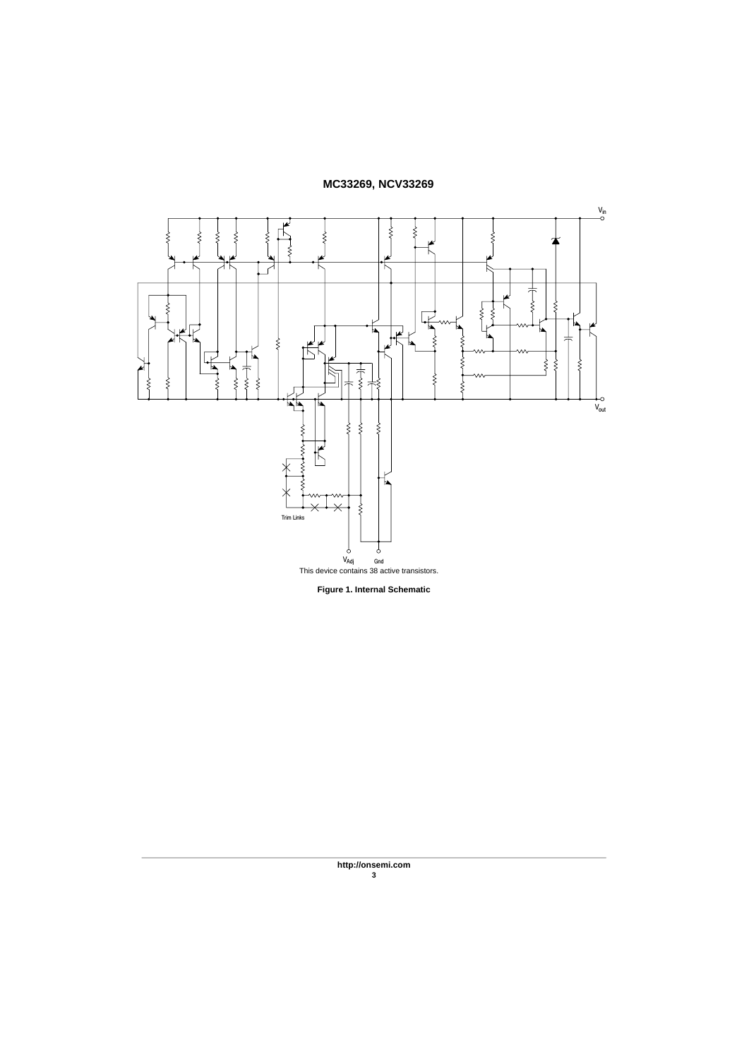This device contains 38 active transistors.

**Figure 1. Internal Schematic**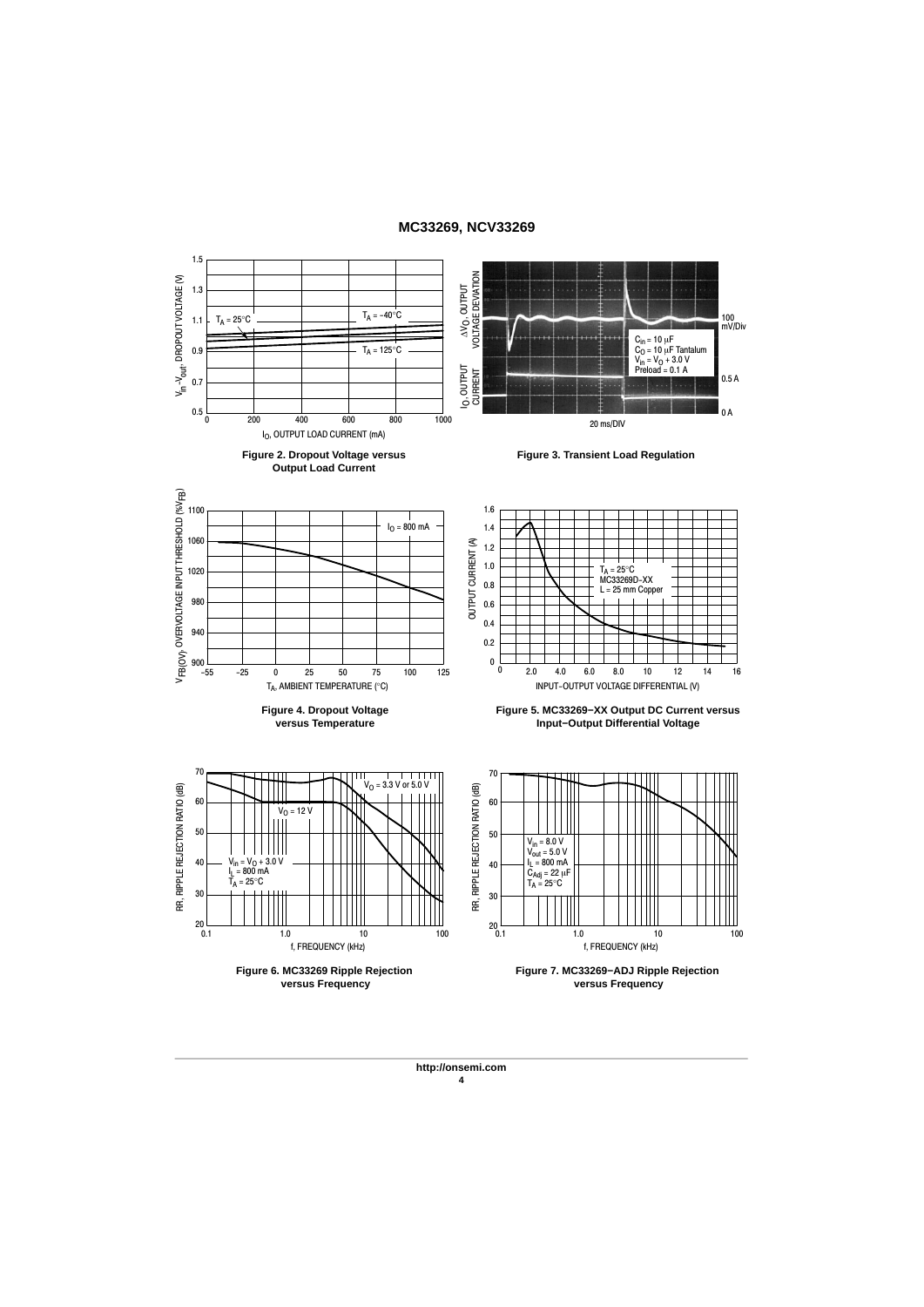Figure 2. Dropout Voltage versus Output Load Current

Figure 3. Transient Load Regulation

Figure 4. Dropout Voltage versus Temperature

Figure 5. MC33269−XX Output DC Current versus Input−Output Differential Voltage

Figure 6. MC33269 Ripple Rejection versus Frequency

Figure 7. MC33269−ADJ Ripple Rejection versus Frequency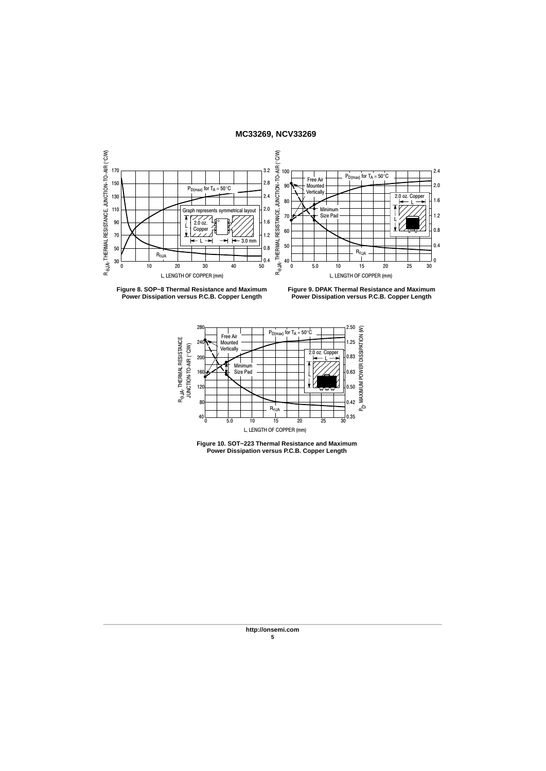**Figure 8. SOP−8 Thermal Resistance and Maximum Power Dissipation versus P.C.B. Copper Length**

**Figure 9. DPAK Thermal Resistance and Maximum Power Dissipation versus P.C.B. Copper Length**

**Figure 10. SOT−223 Thermal Resistance and Maximum Power Dissipation versus P.C.B. Copper Length**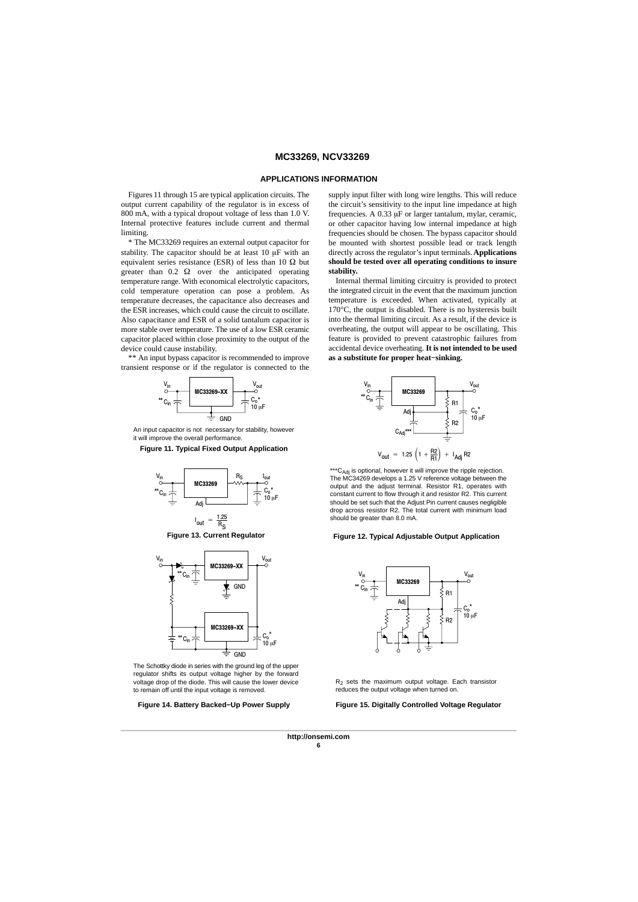## APPLICATIONS INFORMATION

Figures 11 through 15 are typical application circuits. The output current capability of the regulator is in excess of 800 mA, with a typical dropout voltage of less than 1.0 V. Internal protective features include current and thermal limiting.

* The MC33269 requires an external output capacitor for stability. The capacitor should be at least 10 μF with an equivalent series resistance (ESR) of less than 10 Ω but greater than 0.2 Ω over the anticipated operating temperature range. With economical electrolytic capacitors, cold temperature operation can pose a problem. As temperature decreases, the capacitance also decreases and the ESR increases, which could cause the circuit to oscillate. Also capacitance and ESR of a solid tantalum capacitor is more stable over temperature. The use of a low ESR ceramic capacitor placed within close proximity to the output of the device could cause instability.

** An input bypass capacitor is recommended to improve transient response or if the regulator is connected to the supply input filter with long wire lengths. This will reduce the circuit's sensitivity to the input line impedance at high frequencies. A 0.33 μF or larger tantalum, mylar, ceramic, or other capacitor having low internal impedance at high frequencies should be chosen. The bypass capacitor should be mounted with shortest possible lead or track length directly across the regulator's input terminals. **Applications should be tested over all operating conditions to insure stability.**

Internal thermal limiting circuitry is provided to protect the integrated circuit in the event that the maximum junction temperature is exceeded. When activated, typically at 170°C, the output is disabled. There is no hysteresis built into the thermal limiting circuit. As a result, if the device is overheating, the output will appear to be oscillating. This feature is provided to prevent catastrophic failures from accidental device overheating. **It is not intended to be used as a substitute for proper heat−sinking.**

An input capacitor is not necessary for stability, however it will improve the overall performance.

**Figure 11. Typical Fixed Output Application**

$$V_{out} = 1.25\left(1 + \frac{R2}{R1}\right) + I_{Adj}\,R2$$

***$C_{Adj}$ is optional, however it will improve the ripple rejection. The MC34269 develops a 1.25 V reference voltage between the output and the adjust terminal. Resistor R1, operates with constant current to flow through it and resistor R2. This current should be set such that the Adjust Pin current causes negligible drop across resistor R2. The total current with minimum load should be greater than 8.0 mA.

**Figure 12. Typical Adjustable Output Application**

$$I_{out} = \frac{1.25}{R_S}$$

**Figure 13. Current Regulator**

The Schottky diode in series with the ground leg of the upper regulator shifts its output voltage higher by the forward voltage drop of the diode. This will cause the lower device to remain off until the input voltage is removed.

**Figure 14. Battery Backed−Up Power Supply**

$R_2$ sets the maximum output voltage. Each transistor reduces the output voltage when turned on.

**Figure 15. Digitally Controlled Voltage Regulator**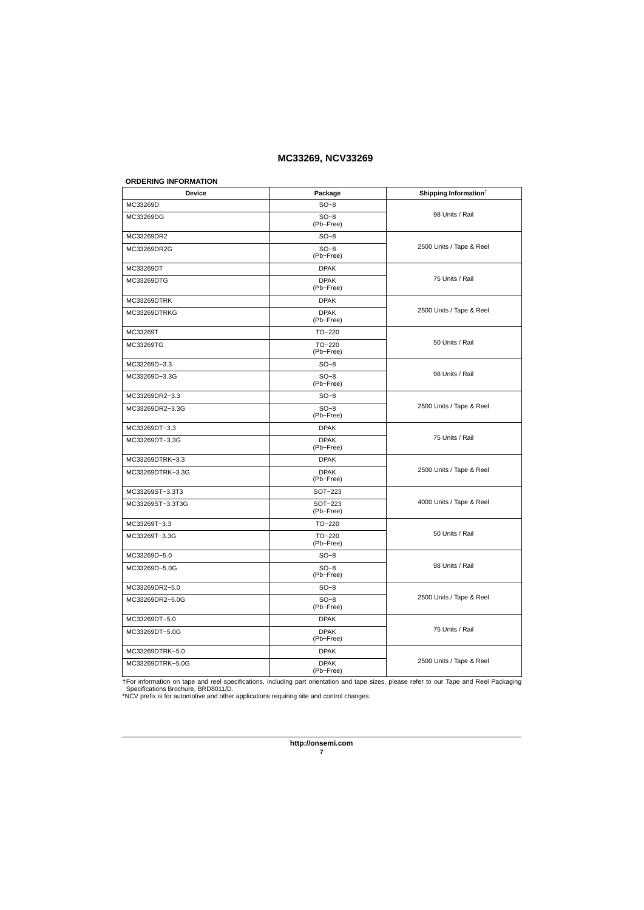## ORDERING INFORMATION

| Device | Package | Shipping Information† |
|---|---|---|
| MC33269D | SO−8 | 98 Units / Rail |
| MC33269DG | SO−8 (Pb−Free) | |
| MC33269DR2 | SO−8 | 2500 Units / Tape & Reel |
| MC33269DR2G | SO−8 (Pb−Free) | |
| MC33269DT | DPAK | 75 Units / Rail |
| MC33269DTG | DPAK (Pb−Free) | |
| MC33269DTRK | DPAK | 2500 Units / Tape & Reel |
| MC33269DTRKG | DPAK (Pb−Free) | |
| MC33269T | TO−220 | 50 Units / Rail |
| MC33269TG | TO−220 (Pb−Free) | |
| MC33269D−3.3 | SO−8 | 98 Units / Rail |
| MC33269D−3.3G | SO−8 (Pb−Free) | |
| MC33269DR2−3.3 | SO−8 | 2500 Units / Tape & Reel |
| MC33269DR2−3.3G | SO−8 (Pb−Free) | |
| MC33269DT−3.3 | DPAK | 75 Units / Rail |
| MC33269DT−3.3G | DPAK (Pb−Free) | |
| MC33269DTRK−3.3 | DPAK | 2500 Units / Tape & Reel |
| MC33269DTRK−3.3G | DPAK (Pb−Free) | |
| MC33269ST−3.3T3 | SOT−223 | 4000 Units / Tape & Reel |
| MC33269ST−3.3T3G | SOT−223 (Pb−Free) | |
| MC33269T−3.3 | TO−220 | 50 Units / Rail |
| MC33269T−3.3G | TO−220 (Pb−Free) | |
| MC33269D−5.0 | SO−8 | 98 Units / Rail |
| MC33269D−5.0G | SO−8 (Pb−Free) | |
| MC33269DR2−5.0 | SO−8 | 2500 Units / Tape & Reel |
| MC33269DR2−5.0G | SO−8 (Pb−Free) | |
| MC33269DT−5.0 | DPAK | 75 Units / Rail |
| MC33269DT−5.0G | DPAK (Pb−Free) | |
| MC33269DTRK−5.0 | DPAK | 2500 Units / Tape & Reel |
| MC33269DTRK−5.0G | DPAK (Pb−Free) | |

†For information on tape and reel specifications, including part orientation and tape sizes, please refer to our Tape and Reel Packaging Specifications Brochure, BRD8011/D.

*NCV prefix is for automotive and other applications requiring site and control changes.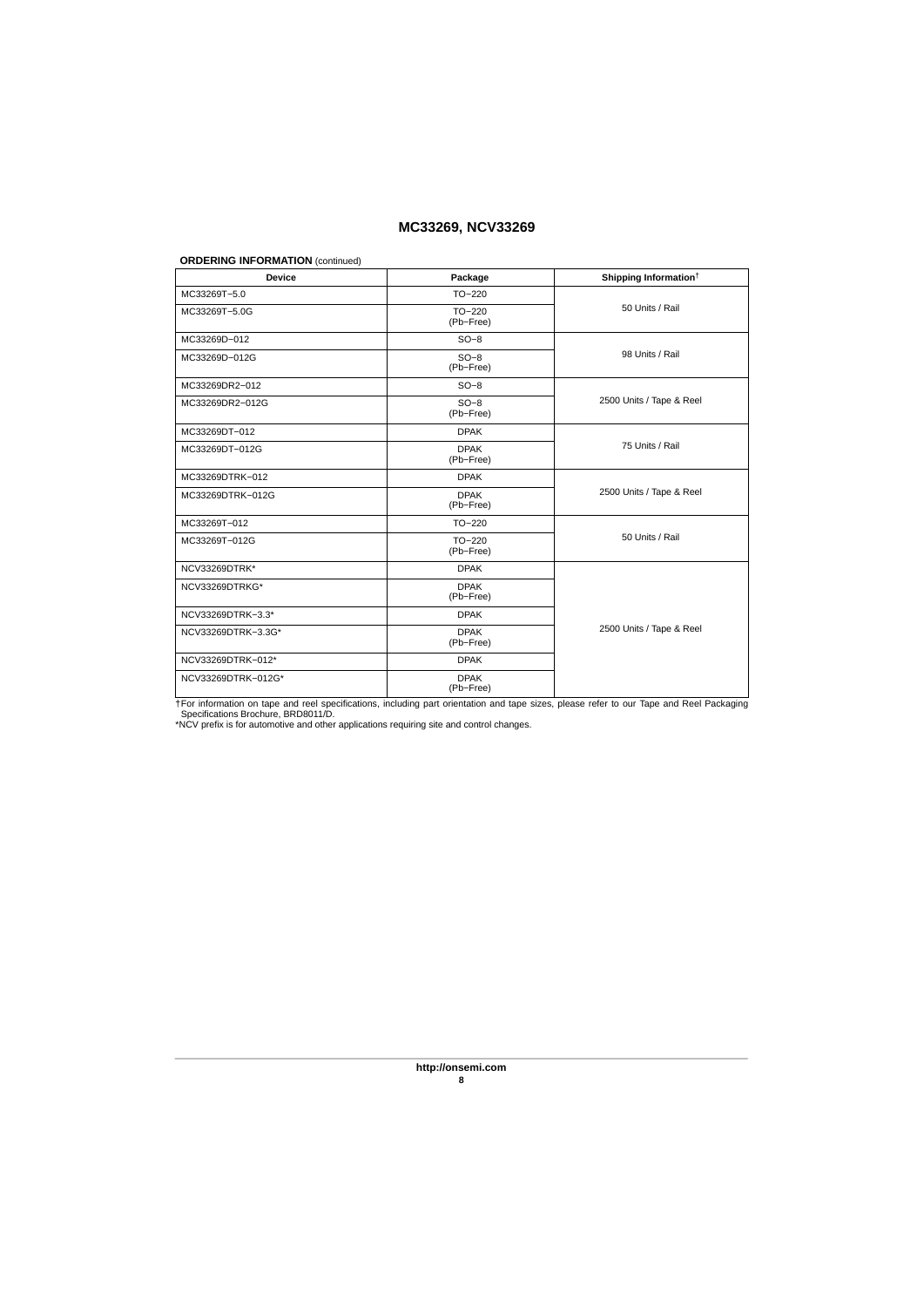**ORDERING INFORMATION** (continued)

| Device | Package | Shipping Information† |
|---|---|---|
| MC33269T−5.0 | TO−220 | 50 Units / Rail |
| MC33269T−5.0G | TO−220 (Pb−Free) | |
| MC33269D−012 | SO−8 | 98 Units / Rail |
| MC33269D−012G | SO−8 (Pb−Free) | |
| MC33269DR2−012 | SO−8 | 2500 Units / Tape & Reel |
| MC33269DR2−012G | SO−8 (Pb−Free) | |
| MC33269DT−012 | DPAK | 75 Units / Rail |
| MC33269DT−012G | DPAK (Pb−Free) | |
| MC33269DTRK−012 | DPAK | 2500 Units / Tape & Reel |
| MC33269DTRK−012G | DPAK (Pb−Free) | |
| MC33269T−012 | TO−220 | 50 Units / Rail |
| MC33269T−012G | TO−220 (Pb−Free) | |
| NCV33269DTRK* | DPAK | 2500 Units / Tape & Reel |
| NCV33269DTRKG* | DPAK (Pb−Free) | |
| NCV33269DTRK−3.3* | DPAK | |
| NCV33269DTRK−3.3G* | DPAK (Pb−Free) | |
| NCV33269DTRK−012* | DPAK | |
| NCV33269DTRK−012G* | DPAK (Pb−Free) | |

†For information on tape and reel specifications, including part orientation and tape sizes, please refer to our Tape and Reel Packaging Specifications Brochure, BRD8011/D.

*NCV prefix is for automotive and other applications requiring site and control changes.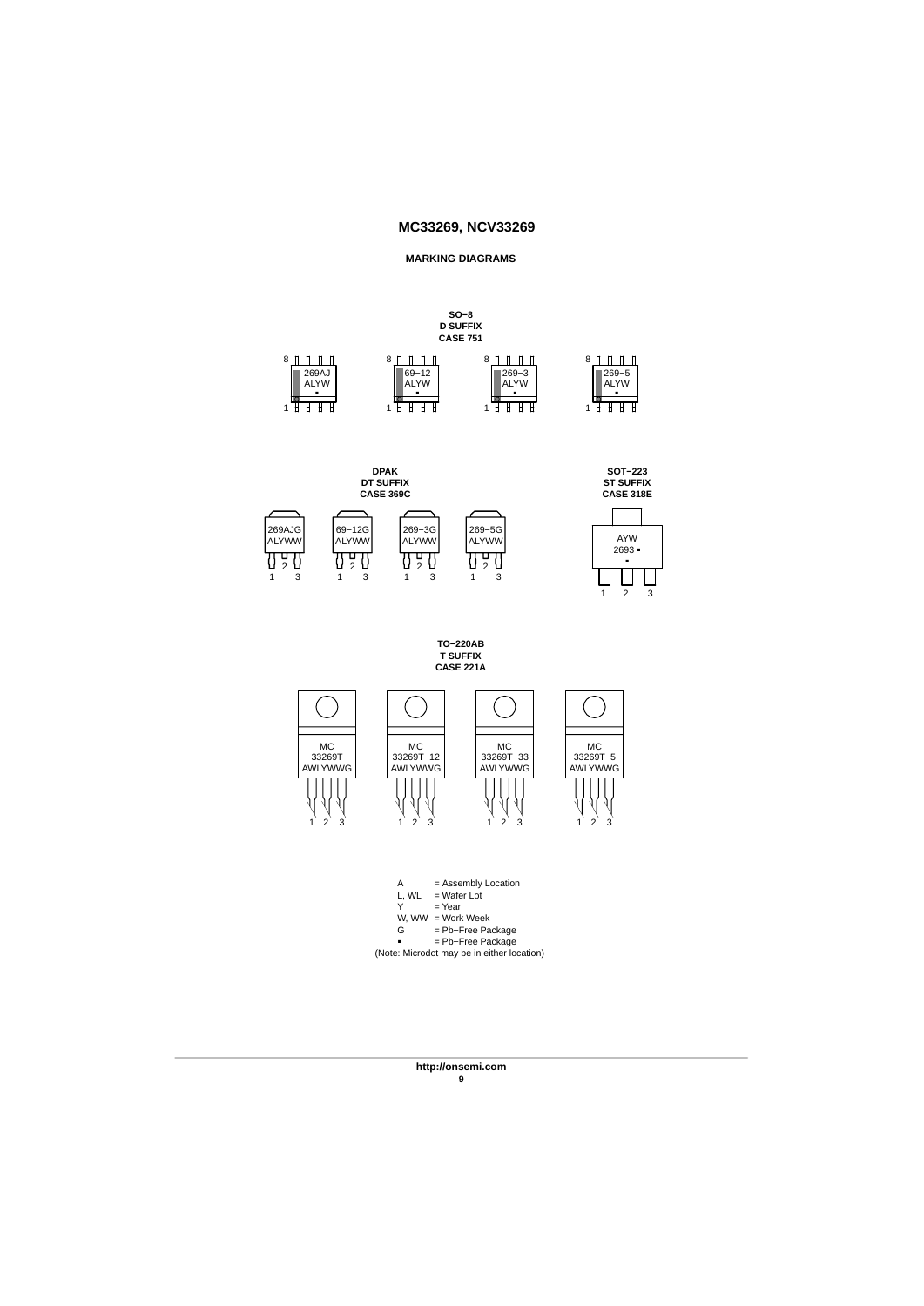## MARKING DIAGRAMS

**SO−8**
**D SUFFIX**
**CASE 751**

269AJ ALYW ▪

69−12 ALYW ▪

269−3 ALYW ▪

269−5 ALYW ▪

**DPAK**
**DT SUFFIX**
**CASE 369C**

269AJG ALYWW

69−12G ALYWW

269−3G ALYWW

269−5G ALYWW

**SOT−223**
**ST SUFFIX**
**CASE 318E**

AYW 2693 ▪

**TO−220AB**
**T SUFFIX**
**CASE 221A**

MC 33269T AWLYWWG

MC 33269T−12 AWLYWWG

MC 33269T−33 AWLYWWG

MC 33269T−5 AWLYWWG

A = Assembly Location
L, WL = Wafer Lot
Y = Year
W, WW = Work Week
G = Pb−Free Package
▪ = Pb−Free Package
(Note: Microdot may be in either location)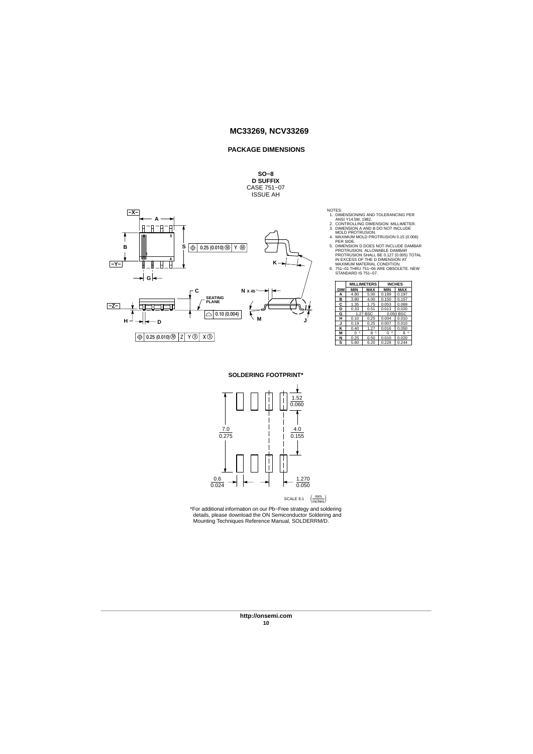## PACKAGE DIMENSIONS

**SO−8**
**D SUFFIX**
CASE 751−07
ISSUE AH

NOTES:
1. DIMENSIONING AND TOLERANCING PER ANSI Y14.5M, 1982.
2. CONTROLLING DIMENSION: MILLIMETER.
3. DIMENSION A AND B DO NOT INCLUDE MOLD PROTRUSION.
4. MAXIMUM MOLD PROTRUSION 0.15 (0.006) PER SIDE.
5. DIMENSION D DOES NOT INCLUDE DAMBAR PROTRUSION. ALLOWABLE DAMBAR PROTRUSION SHALL BE 0.127 (0.005) TOTAL IN EXCESS OF THE D DIMENSION AT MAXIMUM MATERIAL CONDITION.
6. 751−01 THRU 751−06 ARE OBSOLETE. NEW STANDARD IS 751−07.

| DIM | MILLIMETERS MIN | MILLIMETERS MAX | INCHES MIN | INCHES MAX |
|---|---|---|---|---|
| A | 4.80 | 5.00 | 0.189 | 0.197 |
| B | 3.80 | 4.00 | 0.150 | 0.157 |
| C | 1.35 | 1.75 | 0.053 | 0.069 |
| D | 0.33 | 0.51 | 0.013 | 0.020 |
| G | 1.27 BSC | | 0.050 BSC | |
| H | 0.10 | 0.25 | 0.004 | 0.010 |
| J | 0.19 | 0.25 | 0.007 | 0.010 |
| K | 0.40 | 1.27 | 0.016 | 0.050 |
| M | 0 ° | 8 ° | 0 ° | 8 ° |
| N | 0.25 | 0.50 | 0.010 | 0.020 |
| S | 5.80 | 6.20 | 0.228 | 0.244 |

### SOLDERING FOOTPRINT*

*For additional information on our Pb−Free strategy and soldering details, please download the ON Semiconductor Soldering and Mounting Techniques Reference Manual, SOLDERRM/D.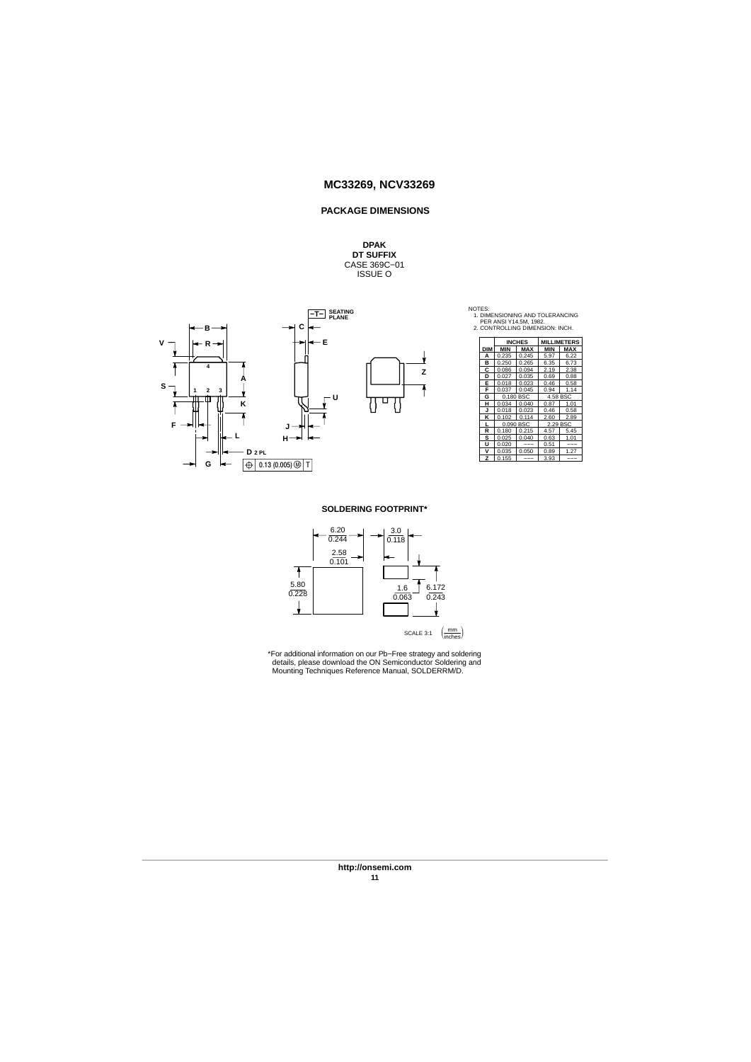## PACKAGE DIMENSIONS

**DPAK**
**DT SUFFIX**
CASE 369C−01
ISSUE O

NOTES:
1. DIMENSIONING AND TOLERANCING PER ANSI Y14.5M, 1982.
2. CONTROLLING DIMENSION: INCH.

| DIM | INCHES MIN | INCHES MAX | MILLIMETERS MIN | MILLIMETERS MAX |
|---|---|---|---|---|
| A | 0.235 | 0.245 | 5.97 | 6.22 |
| B | 0.250 | 0.265 | 6.35 | 6.73 |
| C | 0.086 | 0.094 | 2.19 | 2.38 |
| D | 0.027 | 0.035 | 0.69 | 0.88 |
| E | 0.018 | 0.023 | 0.46 | 0.58 |
| F | 0.037 | 0.045 | 0.94 | 1.14 |
| G | 0.180 BSC | | 4.58 BSC | |
| H | 0.034 | 0.040 | 0.87 | 1.01 |
| J | 0.018 | 0.023 | 0.46 | 0.58 |
| K | 0.102 | 0.114 | 2.60 | 2.89 |
| L | 0.090 BSC | | 2.29 BSC | |
| R | 0.180 | 0.215 | 4.57 | 5.45 |
| S | 0.025 | 0.040 | 0.63 | 1.01 |
| U | 0.020 | −−− | 0.51 | −−− |
| V | 0.035 | 0.050 | 0.89 | 1.27 |
| Z | 0.155 | −−− | 3.93 | −−− |

### SOLDERING FOOTPRINT*

SCALE 3:1 (mm / inches)

\*For additional information on our Pb−Free strategy and soldering details, please download the ON Semiconductor Soldering and Mounting Techniques Reference Manual, SOLDERRM/D.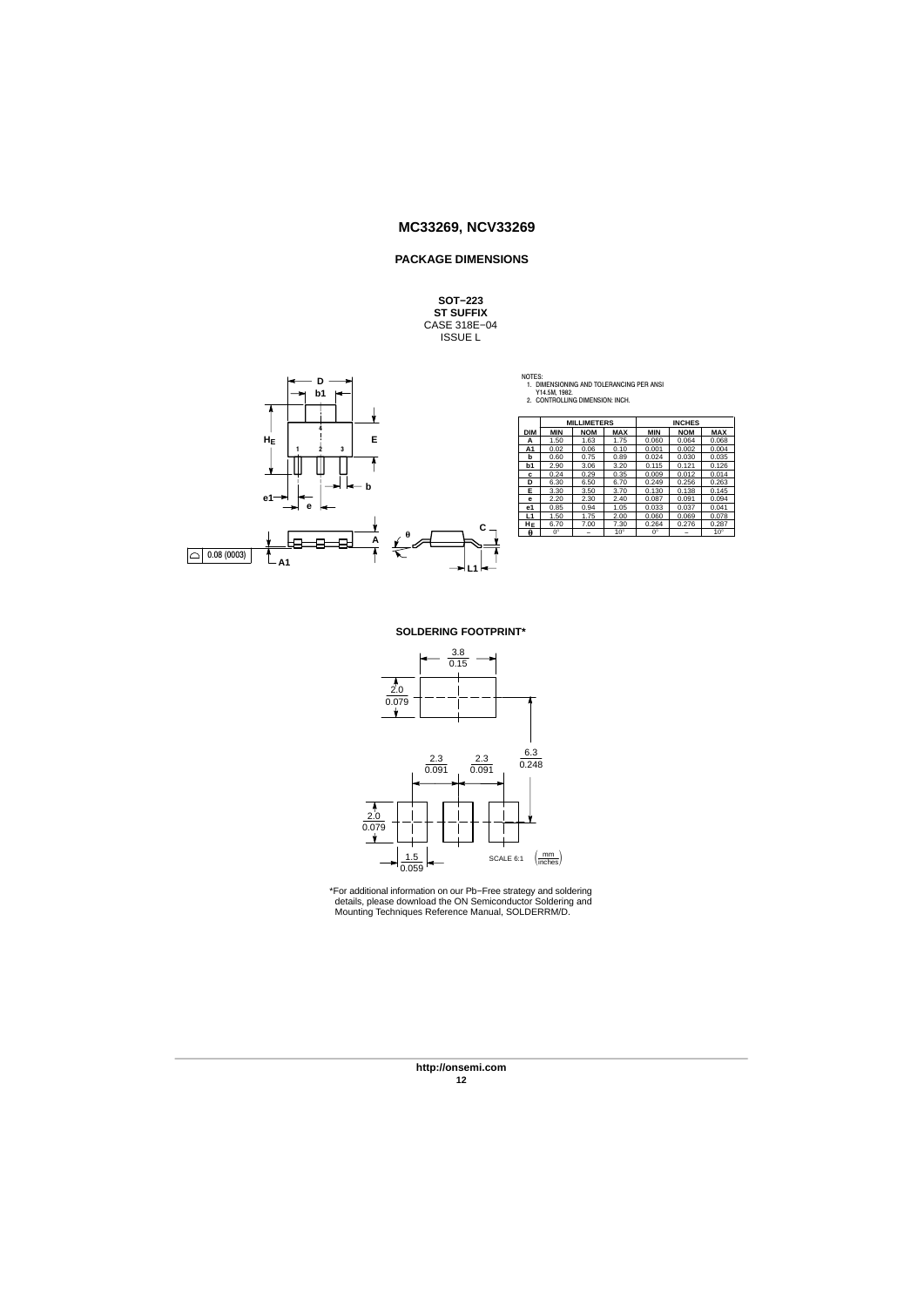## PACKAGE DIMENSIONS

**SOT−223**
**ST SUFFIX**
CASE 318E−04
ISSUE L

NOTES:
1. DIMENSIONING AND TOLERANCING PER ANSI Y14.5M, 1982.
2. CONTROLLING DIMENSION: INCH.

| DIM | MILLIMETERS | | | INCHES | | |
|---|---|---|---|---|---|---|
| | MIN | NOM | MAX | MIN | NOM | MAX |
| A | 1.50 | 1.63 | 1.75 | 0.060 | 0.064 | 0.068 |
| A1 | 0.02 | 0.06 | 0.10 | 0.001 | 0.002 | 0.004 |
| b | 0.60 | 0.75 | 0.89 | 0.024 | 0.030 | 0.035 |
| b1 | 2.90 | 3.06 | 3.20 | 0.115 | 0.121 | 0.126 |
| c | 0.24 | 0.29 | 0.35 | 0.009 | 0.012 | 0.014 |
| D | 6.30 | 6.50 | 6.70 | 0.249 | 0.256 | 0.263 |
| E | 3.30 | 3.50 | 3.70 | 0.130 | 0.138 | 0.145 |
| e | 2.20 | 2.30 | 2.40 | 0.087 | 0.091 | 0.094 |
| e1 | 0.85 | 0.94 | 1.05 | 0.033 | 0.037 | 0.041 |
| L1 | 1.50 | 1.75 | 2.00 | 0.060 | 0.069 | 0.078 |
| $H_E$ | 6.70 | 7.00 | 7.30 | 0.264 | 0.276 | 0.287 |
| θ | 0° | – | 10° | 0° | – | 10° |

**SOLDERING FOOTPRINT***

*For additional information on our Pb−Free strategy and soldering details, please download the ON Semiconductor Soldering and Mounting Techniques Reference Manual, SOLDERRM/D.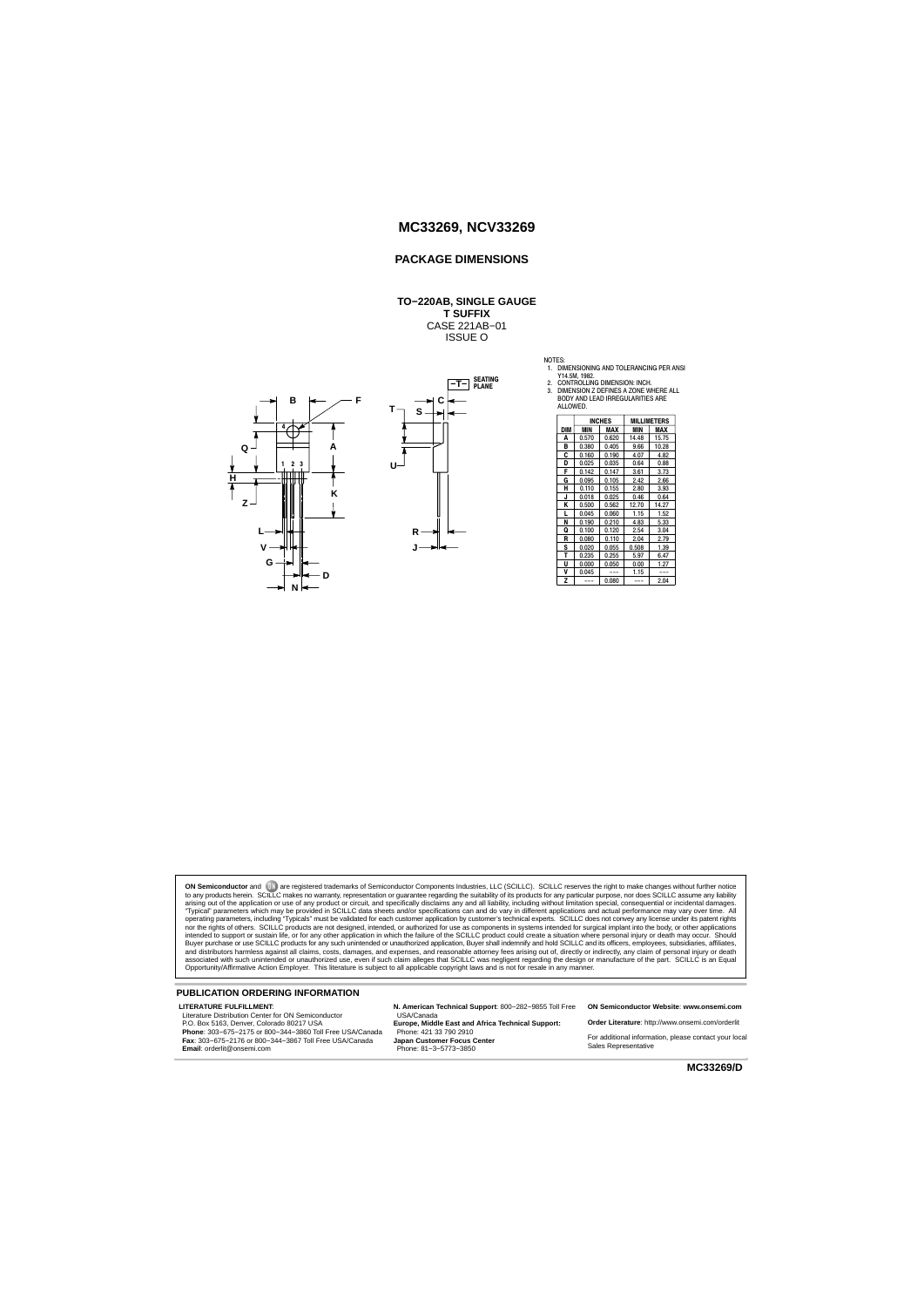# MC33269, NCV33269

## PACKAGE DIMENSIONS

**TO−220AB, SINGLE GAUGE**
**T SUFFIX**
CASE 221AB−01
ISSUE O

NOTES:
1. DIMENSIONING AND TOLERANCING PER ANSI Y14.5M, 1982.
2. CONTROLLING DIMENSION: INCH.
3. DIMENSION Z DEFINES A ZONE WHERE ALL BODY AND LEAD IRREGULARITIES ARE ALLOWED.

| DIM | INCHES | | MILLIMETERS | |
|---|---|---|---|---|
| | MIN | MAX | MIN | MAX |
| A | 0.570 | 0.620 | 14.48 | 15.75 |
| B | 0.380 | 0.405 | 9.66 | 10.28 |
| C | 0.160 | 0.190 | 4.07 | 4.82 |
| D | 0.025 | 0.035 | 0.64 | 0.88 |
| F | 0.142 | 0.147 | 3.61 | 3.73 |
| G | 0.095 | 0.105 | 2.42 | 2.66 |
| H | 0.110 | 0.155 | 2.80 | 3.93 |
| J | 0.018 | 0.025 | 0.46 | 0.64 |
| K | 0.500 | 0.562 | 12.70 | 14.27 |
| L | 0.045 | 0.060 | 1.15 | 1.52 |
| N | 0.190 | 0.210 | 4.83 | 5.33 |
| Q | 0.100 | 0.120 | 2.54 | 3.04 |
| R | 0.080 | 0.110 | 2.04 | 2.79 |
| S | 0.020 | 0.055 | 0.508 | 1.39 |
| T | 0.235 | 0.255 | 5.97 | 6.47 |
| U | 0.000 | 0.050 | 0.00 | 1.27 |
| V | 0.045 | --- | 1.15 | --- |
| Z | --- | 0.080 | --- | 2.04 |

**ON Semiconductor** and ON are registered trademarks of Semiconductor Components Industries, LLC (SCILLC). SCILLC reserves the right to make changes without further notice to any products herein. SCILLC makes no warranty, representation or guarantee regarding the suitability of its products for any particular purpose, nor does SCILLC assume any liability arising out of the application or use of any product or circuit, and specifically disclaims any and all liability, including without limitation special, consequential or incidental damages. "Typical" parameters which may be provided in SCILLC data sheets and/or specifications can and do vary in different applications and actual performance may vary over time. All operating parameters, including "Typicals" must be validated for each customer application by customer's technical experts. SCILLC does not convey any license under its patent rights nor the rights of others. SCILLC products are not designed, intended, or authorized for use as components in systems intended for surgical implant into the body, or other applications intended to support or sustain life, or for any other application in which the failure of the SCILLC product could create a situation where personal injury or death may occur. Should Buyer purchase or use SCILLC products for any such unintended or unauthorized application, Buyer shall indemnify and hold SCILLC and its officers, employees, subsidiaries, affiliates, and distributors harmless against all claims, costs, damages, and expenses, and reasonable attorney fees arising out of, directly or indirectly, any claim of personal injury or death associated with such unintended or unauthorized use, even if such claim alleges that SCILLC was negligent regarding the design or manufacture of the part. SCILLC is an Equal Opportunity/Affirmative Action Employer. This literature is subject to all applicable copyright laws and is not for resale in any manner.

## PUBLICATION ORDERING INFORMATION

**LITERATURE FULFILLMENT**:
Literature Distribution Center for ON Semiconductor
P.O. Box 5163, Denver, Colorado 80217 USA
**Phone**: 303−675−2175 or 800−344−3860 Toll Free USA/Canada
**Fax**: 303−675−2176 or 800−344−3867 Toll Free USA/Canada
**Email**: orderlit@onsemi.com

**N. American Technical Support**: 800−282−9855 Toll Free USA/Canada
**Europe, Middle East and Africa Technical Support:**
Phone: 421 33 790 2910
**Japan Customer Focus Center**
Phone: 81−3−5773−3850

**ON Semiconductor Website**: **www.onsemi.com**

**Order Literature**: http://www.onsemi.com/orderlit

For additional information, please contact your local Sales Representative

**MC33269/D**